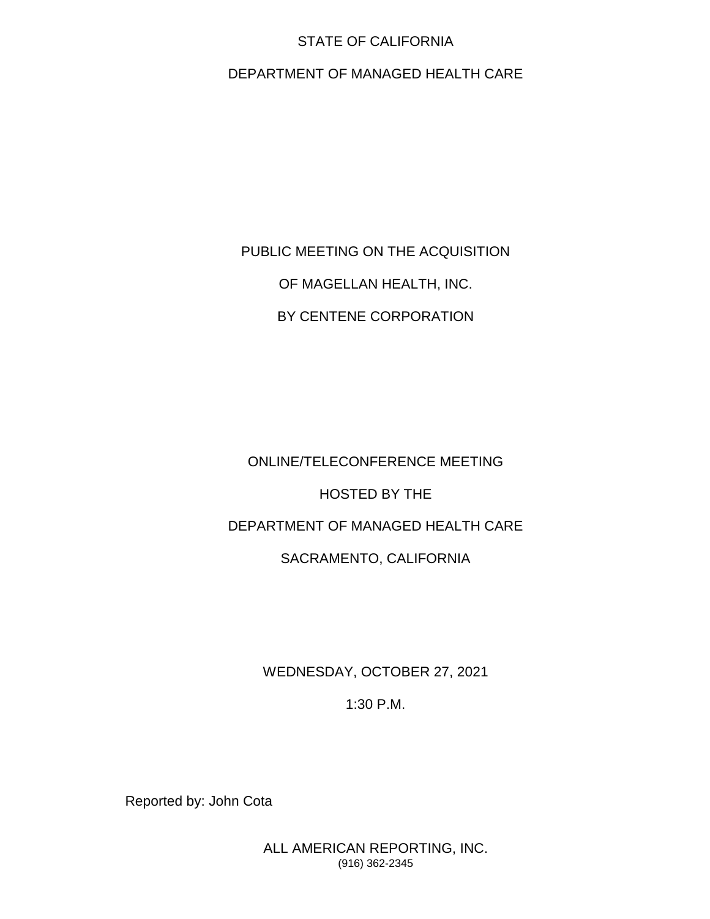STATE OF CALIFORNIA

DEPARTMENT OF MANAGED HEALTH CARE

# PUBLIC MEETING ON THE ACQUISITION OF MAGELLAN HEALTH, INC. BY CENTENE CORPORATION

ONLINE/TELECONFERENCE MEETING

HOSTED BY THE

DEPARTMENT OF MANAGED HEALTH CARE

SACRAMENTO, CALIFORNIA

WEDNESDAY, OCTOBER 27, 2021

1:30 P.M.

Reported by: John Cota

ALL AMERICAN REPORTING, INC.
(916) 362-2345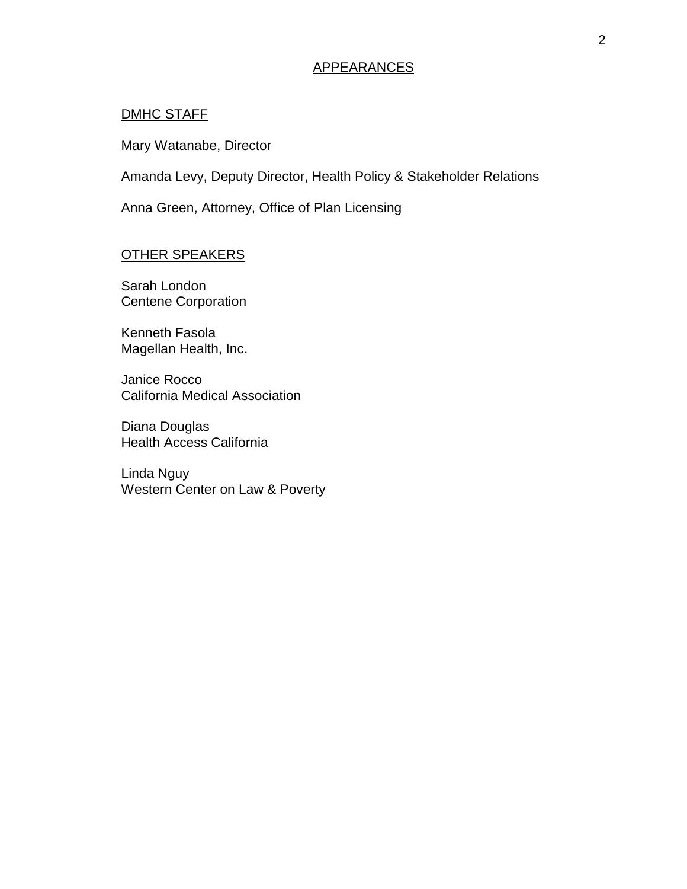# APPEARANCES

## DMHC STAFF

Mary Watanabe, Director

Amanda Levy, Deputy Director, Health Policy & Stakeholder Relations

Anna Green, Attorney, Office of Plan Licensing

## OTHER SPEAKERS

Sarah London
Centene Corporation

Kenneth Fasola
Magellan Health, Inc.

Janice Rocco
California Medical Association

Diana Douglas
Health Access California

Linda Nguy
Western Center on Law & Poverty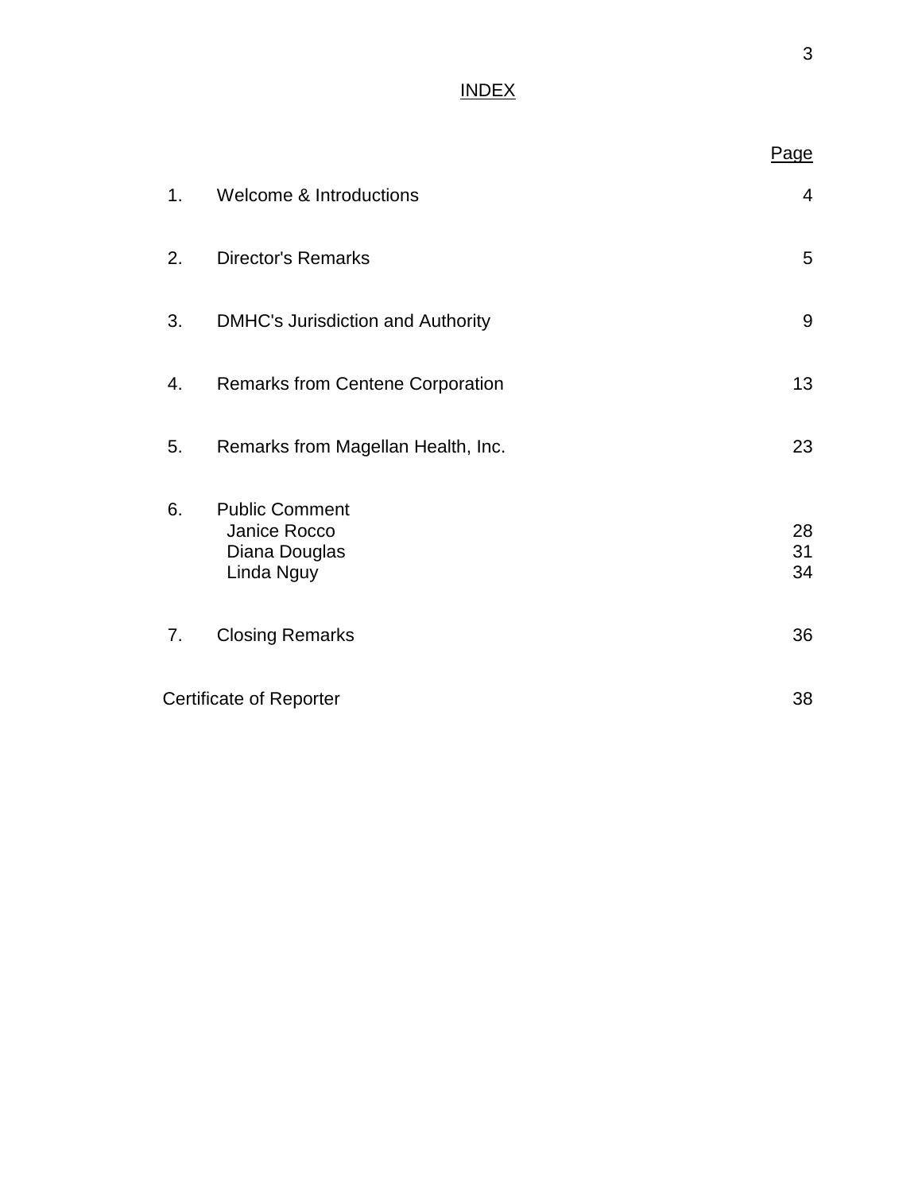# INDEX

| | | Page |
|---|---|---|
| 1. | Welcome & Introductions | 4 |
| 2. | Director's Remarks | 5 |
| 3. | DMHC's Jurisdiction and Authority | 9 |
| 4. | Remarks from Centene Corporation | 13 |
| 5. | Remarks from Magellan Health, Inc. | 23 |
| 6. | Public Comment | |
| | Janice Rocco | 28 |
| | Diana Douglas | 31 |
| | Linda Nguy | 34 |
| 7. | Closing Remarks | 36 |
| Certificate of Reporter | | 38 |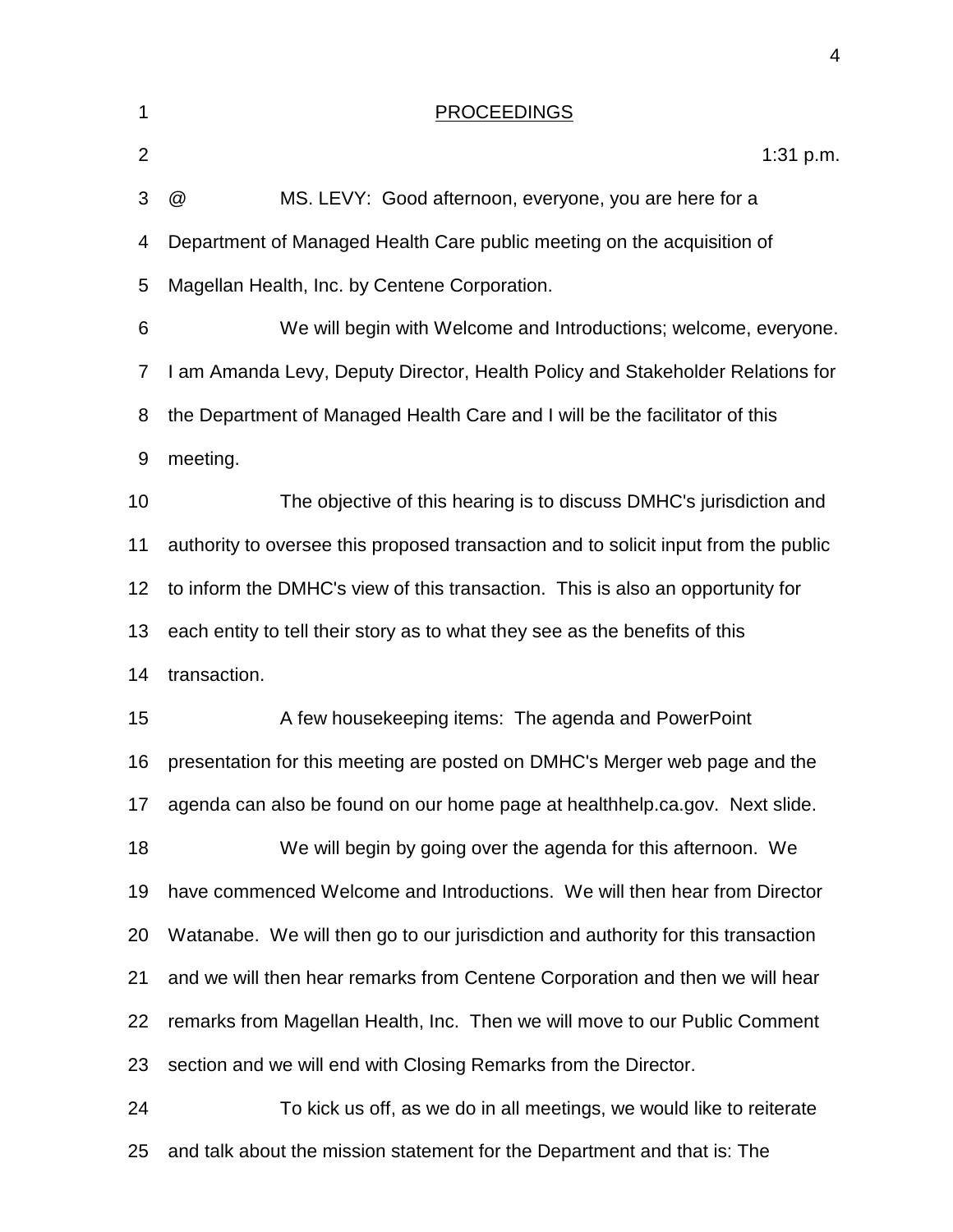PROCEEDINGS

1:31 p.m.

@ MS. LEVY: Good afternoon, everyone, you are here for a Department of Managed Health Care public meeting on the acquisition of Magellan Health, Inc. by Centene Corporation.

We will begin with Welcome and Introductions; welcome, everyone. I am Amanda Levy, Deputy Director, Health Policy and Stakeholder Relations for the Department of Managed Health Care and I will be the facilitator of this meeting.

The objective of this hearing is to discuss DMHC's jurisdiction and authority to oversee this proposed transaction and to solicit input from the public to inform the DMHC's view of this transaction. This is also an opportunity for each entity to tell their story as to what they see as the benefits of this transaction.

A few housekeeping items: The agenda and PowerPoint presentation for this meeting are posted on DMHC's Merger web page and the agenda can also be found on our home page at healthhelp.ca.gov. Next slide.

We will begin by going over the agenda for this afternoon. We have commenced Welcome and Introductions. We will then hear from Director Watanabe. We will then go to our jurisdiction and authority for this transaction and we will then hear remarks from Centene Corporation and then we will hear remarks from Magellan Health, Inc. Then we will move to our Public Comment section and we will end with Closing Remarks from the Director.

To kick us off, as we do in all meetings, we would like to reiterate and talk about the mission statement for the Department and that is: The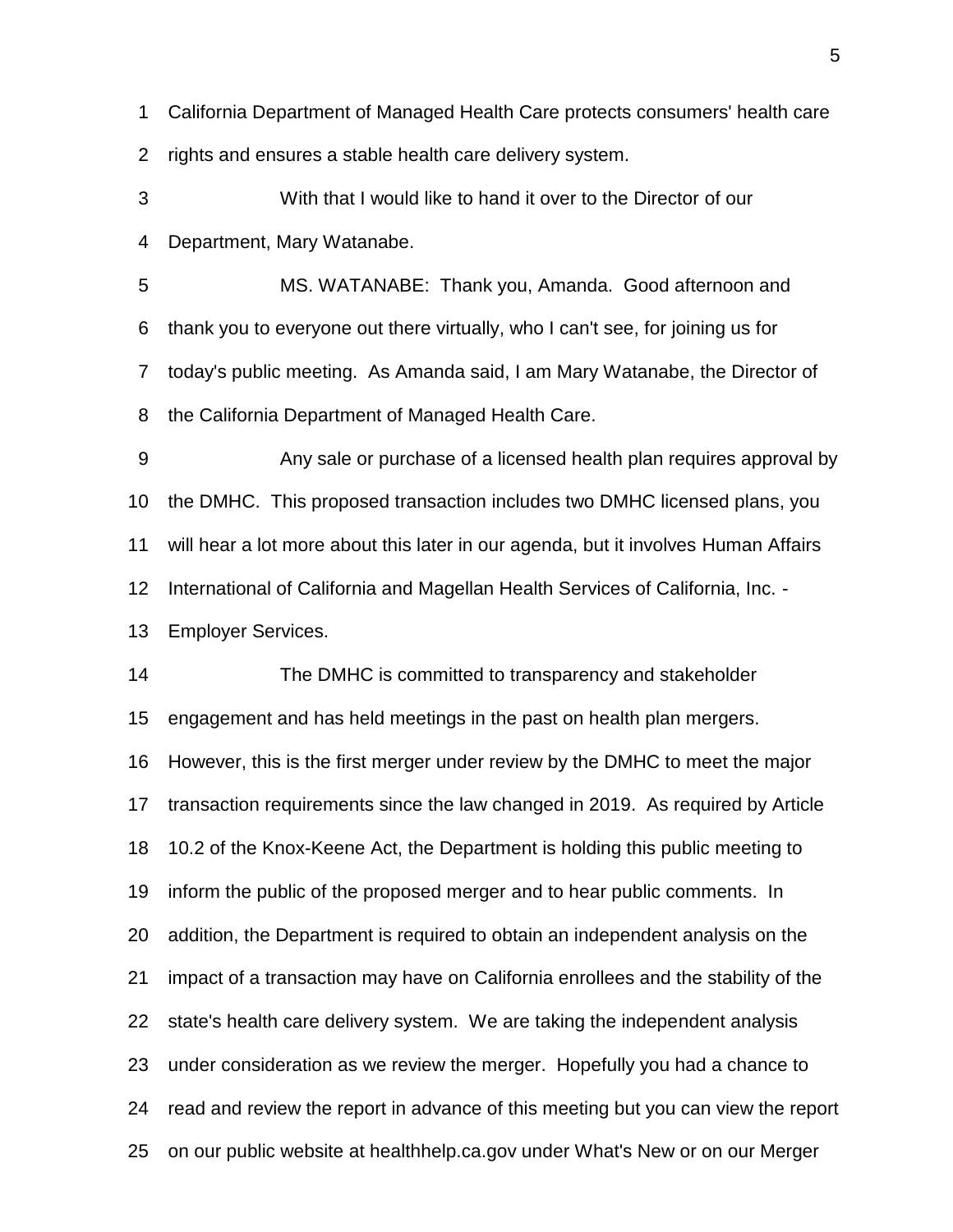California Department of Managed Health Care protects consumers' health care rights and ensures a stable health care delivery system.

With that I would like to hand it over to the Director of our Department, Mary Watanabe.

MS. WATANABE: Thank you, Amanda. Good afternoon and thank you to everyone out there virtually, who I can't see, for joining us for today's public meeting. As Amanda said, I am Mary Watanabe, the Director of the California Department of Managed Health Care.

Any sale or purchase of a licensed health plan requires approval by the DMHC. This proposed transaction includes two DMHC licensed plans, you will hear a lot more about this later in our agenda, but it involves Human Affairs International of California and Magellan Health Services of California, Inc. - Employer Services.

The DMHC is committed to transparency and stakeholder engagement and has held meetings in the past on health plan mergers. However, this is the first merger under review by the DMHC to meet the major transaction requirements since the law changed in 2019. As required by Article 10.2 of the Knox-Keene Act, the Department is holding this public meeting to inform the public of the proposed merger and to hear public comments. In addition, the Department is required to obtain an independent analysis on the impact of a transaction may have on California enrollees and the stability of the state's health care delivery system. We are taking the independent analysis under consideration as we review the merger. Hopefully you had a chance to read and review the report in advance of this meeting but you can view the report on our public website at healthhelp.ca.gov under What's New or on our Merger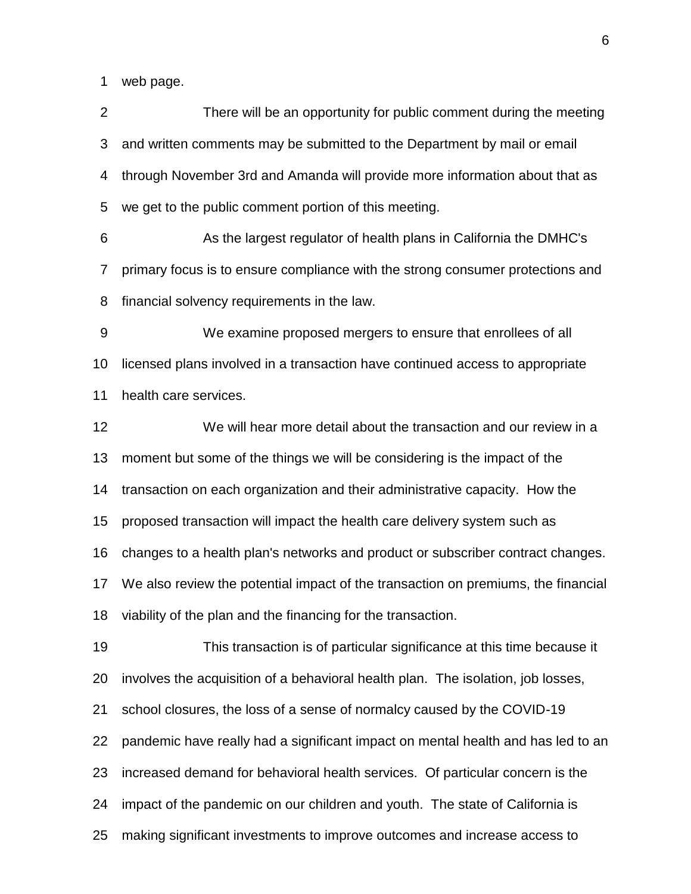web page.

There will be an opportunity for public comment during the meeting and written comments may be submitted to the Department by mail or email through November 3rd and Amanda will provide more information about that as we get to the public comment portion of this meeting.

As the largest regulator of health plans in California the DMHC's primary focus is to ensure compliance with the strong consumer protections and financial solvency requirements in the law.

We examine proposed mergers to ensure that enrollees of all licensed plans involved in a transaction have continued access to appropriate health care services.

We will hear more detail about the transaction and our review in a moment but some of the things we will be considering is the impact of the transaction on each organization and their administrative capacity. How the proposed transaction will impact the health care delivery system such as changes to a health plan's networks and product or subscriber contract changes. We also review the potential impact of the transaction on premiums, the financial viability of the plan and the financing for the transaction.

This transaction is of particular significance at this time because it involves the acquisition of a behavioral health plan. The isolation, job losses, school closures, the loss of a sense of normalcy caused by the COVID-19 pandemic have really had a significant impact on mental health and has led to an increased demand for behavioral health services. Of particular concern is the impact of the pandemic on our children and youth. The state of California is making significant investments to improve outcomes and increase access to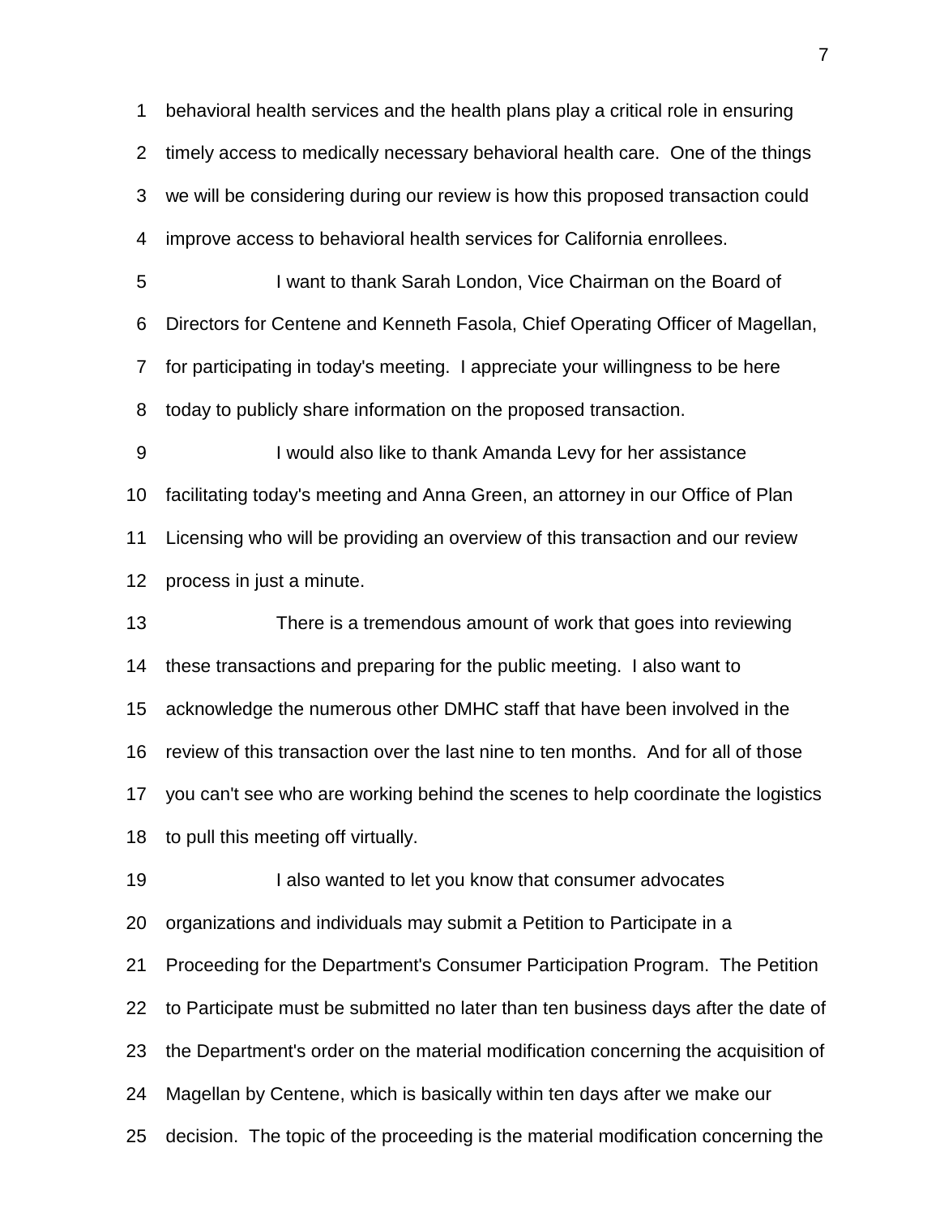behavioral health services and the health plans play a critical role in ensuring timely access to medically necessary behavioral health care. One of the things we will be considering during our review is how this proposed transaction could improve access to behavioral health services for California enrollees.

I want to thank Sarah London, Vice Chairman on the Board of Directors for Centene and Kenneth Fasola, Chief Operating Officer of Magellan, for participating in today's meeting. I appreciate your willingness to be here today to publicly share information on the proposed transaction.

I would also like to thank Amanda Levy for her assistance facilitating today's meeting and Anna Green, an attorney in our Office of Plan Licensing who will be providing an overview of this transaction and our review process in just a minute.

There is a tremendous amount of work that goes into reviewing these transactions and preparing for the public meeting. I also want to acknowledge the numerous other DMHC staff that have been involved in the review of this transaction over the last nine to ten months. And for all of those you can't see who are working behind the scenes to help coordinate the logistics to pull this meeting off virtually.

I also wanted to let you know that consumer advocates organizations and individuals may submit a Petition to Participate in a Proceeding for the Department's Consumer Participation Program. The Petition to Participate must be submitted no later than ten business days after the date of the Department's order on the material modification concerning the acquisition of Magellan by Centene, which is basically within ten days after we make our decision. The topic of the proceeding is the material modification concerning the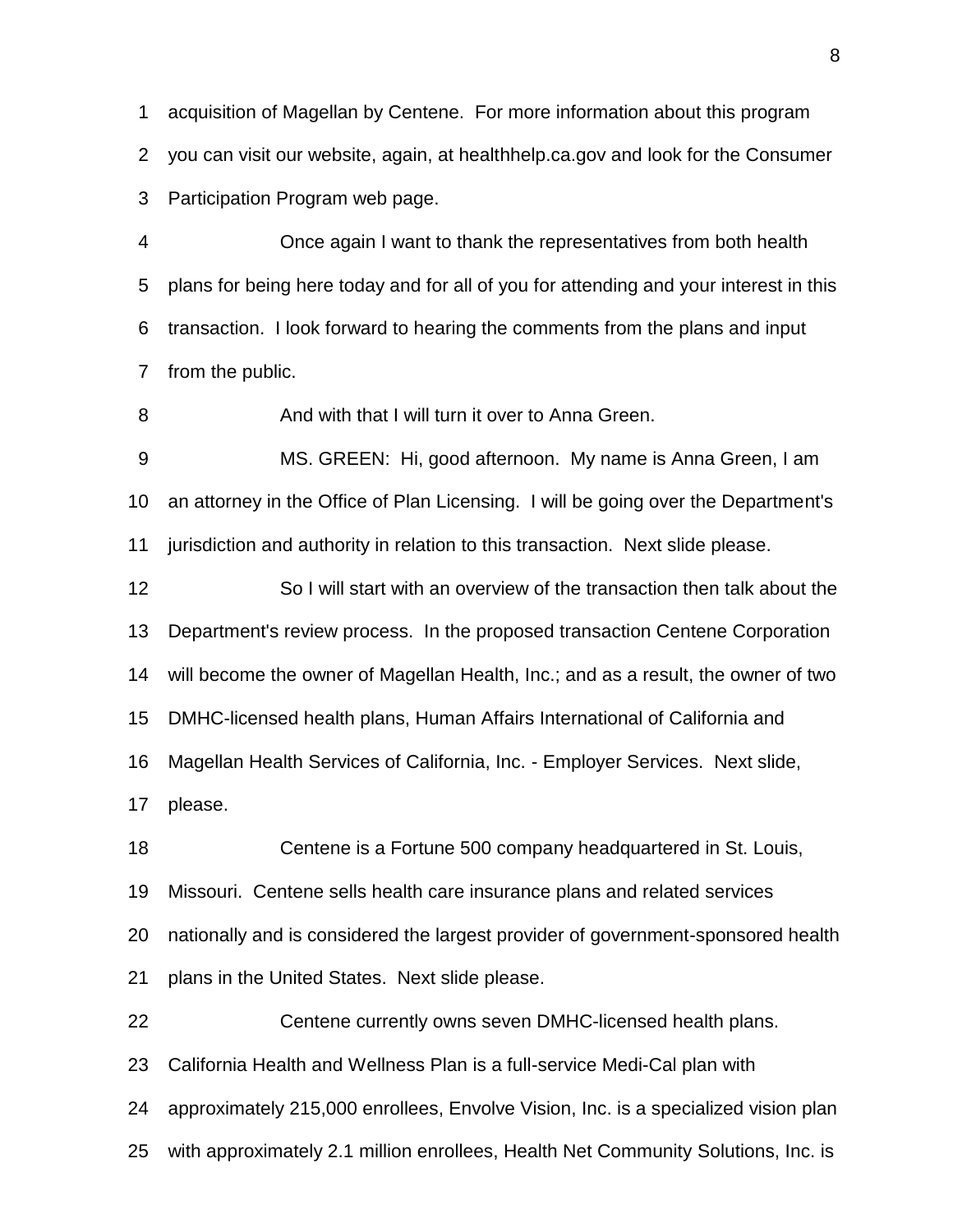acquisition of Magellan by Centene. For more information about this program you can visit our website, again, at healthhelp.ca.gov and look for the Consumer Participation Program web page.

Once again I want to thank the representatives from both health plans for being here today and for all of you for attending and your interest in this transaction. I look forward to hearing the comments from the plans and input from the public.

And with that I will turn it over to Anna Green.

MS. GREEN: Hi, good afternoon. My name is Anna Green, I am an attorney in the Office of Plan Licensing. I will be going over the Department's jurisdiction and authority in relation to this transaction. Next slide please.

So I will start with an overview of the transaction then talk about the Department's review process. In the proposed transaction Centene Corporation will become the owner of Magellan Health, Inc.; and as a result, the owner of two DMHC-licensed health plans, Human Affairs International of California and Magellan Health Services of California, Inc. - Employer Services. Next slide, please.

Centene is a Fortune 500 company headquartered in St. Louis, Missouri. Centene sells health care insurance plans and related services nationally and is considered the largest provider of government-sponsored health plans in the United States. Next slide please.

Centene currently owns seven DMHC-licensed health plans. California Health and Wellness Plan is a full-service Medi-Cal plan with approximately 215,000 enrollees, Envolve Vision, Inc. is a specialized vision plan with approximately 2.1 million enrollees, Health Net Community Solutions, Inc. is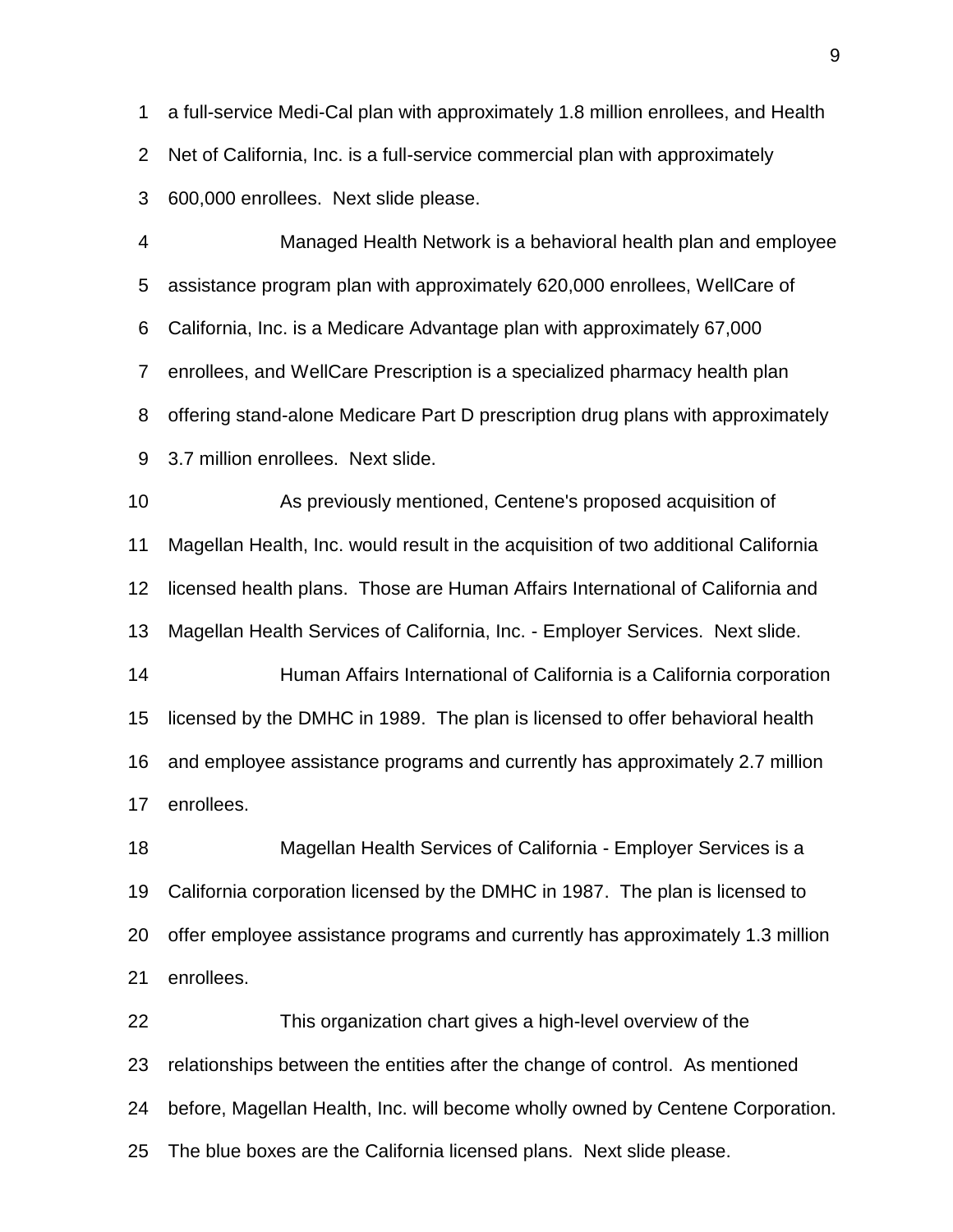a full-service Medi-Cal plan with approximately 1.8 million enrollees, and Health Net of California, Inc. is a full-service commercial plan with approximately 600,000 enrollees. Next slide please.

Managed Health Network is a behavioral health plan and employee assistance program plan with approximately 620,000 enrollees, WellCare of California, Inc. is a Medicare Advantage plan with approximately 67,000 enrollees, and WellCare Prescription is a specialized pharmacy health plan offering stand-alone Medicare Part D prescription drug plans with approximately 3.7 million enrollees. Next slide.

As previously mentioned, Centene's proposed acquisition of Magellan Health, Inc. would result in the acquisition of two additional California licensed health plans. Those are Human Affairs International of California and Magellan Health Services of California, Inc. - Employer Services. Next slide.

Human Affairs International of California is a California corporation licensed by the DMHC in 1989. The plan is licensed to offer behavioral health and employee assistance programs and currently has approximately 2.7 million enrollees.

Magellan Health Services of California - Employer Services is a California corporation licensed by the DMHC in 1987. The plan is licensed to offer employee assistance programs and currently has approximately 1.3 million enrollees.

This organization chart gives a high-level overview of the relationships between the entities after the change of control. As mentioned before, Magellan Health, Inc. will become wholly owned by Centene Corporation. The blue boxes are the California licensed plans. Next slide please.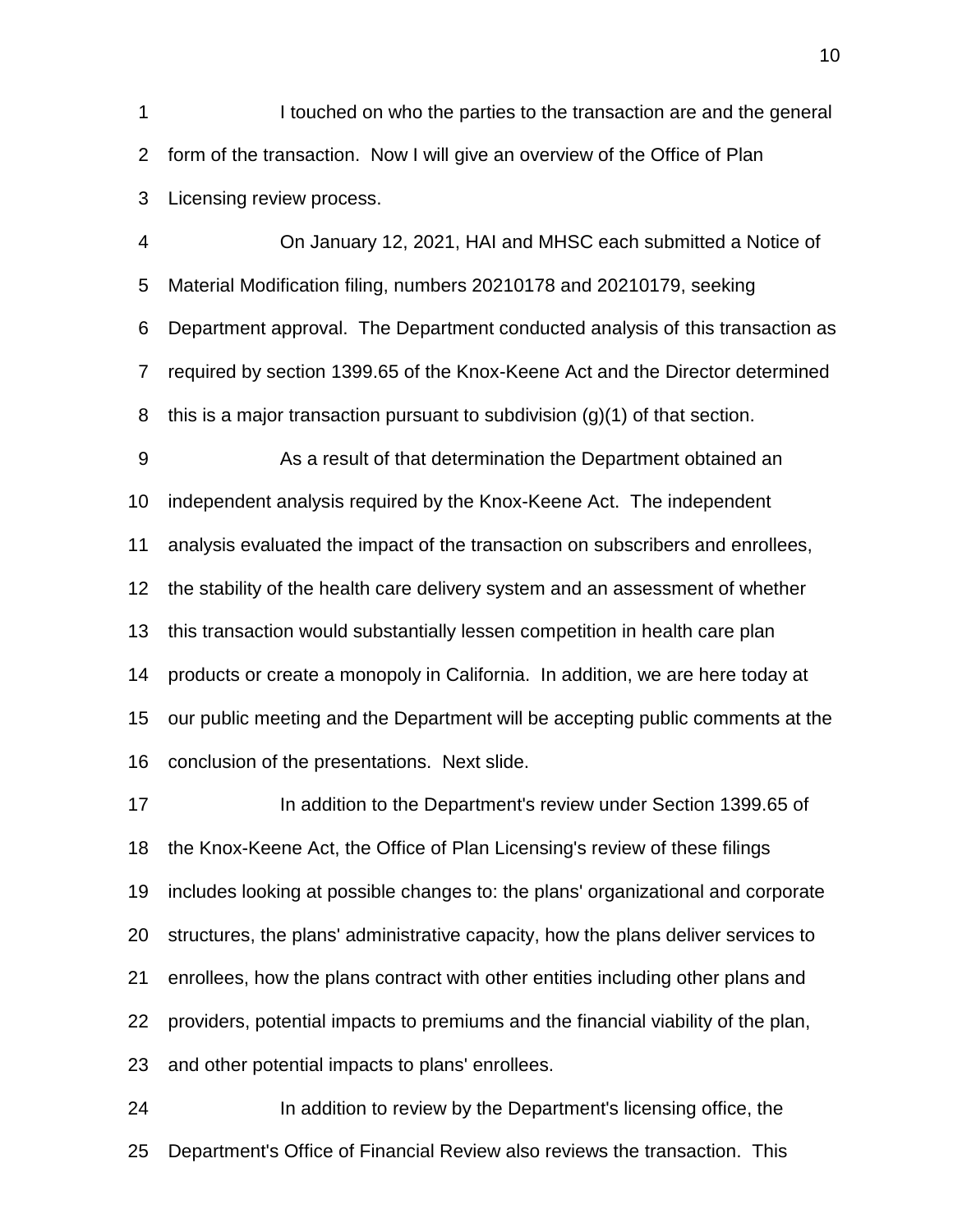I touched on who the parties to the transaction are and the general form of the transaction. Now I will give an overview of the Office of Plan Licensing review process.

On January 12, 2021, HAI and MHSC each submitted a Notice of Material Modification filing, numbers 20210178 and 20210179, seeking Department approval. The Department conducted analysis of this transaction as required by section 1399.65 of the Knox-Keene Act and the Director determined this is a major transaction pursuant to subdivision (g)(1) of that section.

As a result of that determination the Department obtained an independent analysis required by the Knox-Keene Act. The independent analysis evaluated the impact of the transaction on subscribers and enrollees, the stability of the health care delivery system and an assessment of whether this transaction would substantially lessen competition in health care plan products or create a monopoly in California. In addition, we are here today at our public meeting and the Department will be accepting public comments at the conclusion of the presentations. Next slide.

In addition to the Department's review under Section 1399.65 of the Knox-Keene Act, the Office of Plan Licensing's review of these filings includes looking at possible changes to: the plans' organizational and corporate structures, the plans' administrative capacity, how the plans deliver services to enrollees, how the plans contract with other entities including other plans and providers, potential impacts to premiums and the financial viability of the plan, and other potential impacts to plans' enrollees.

In addition to review by the Department's licensing office, the Department's Office of Financial Review also reviews the transaction. This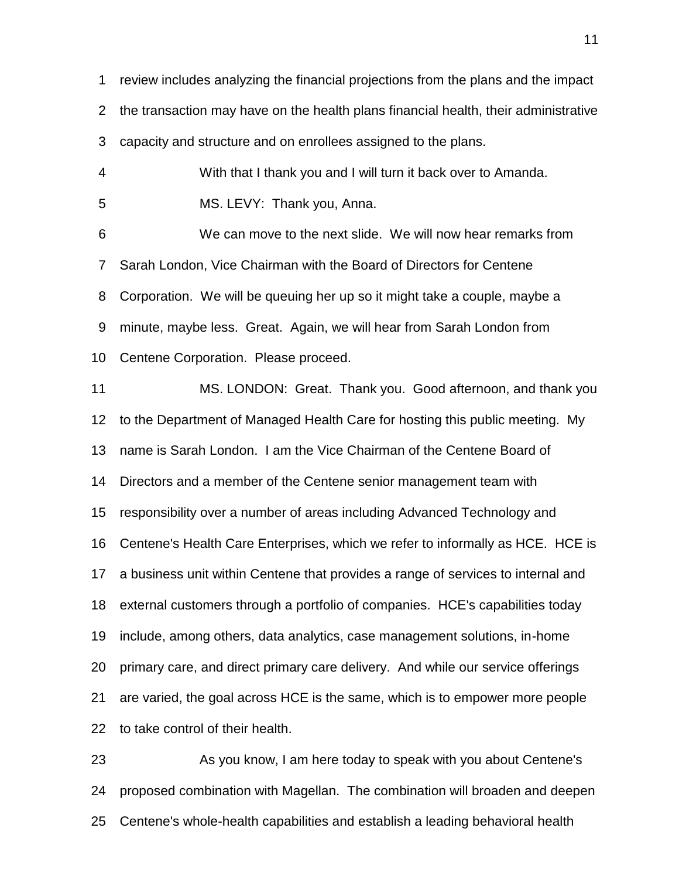review includes analyzing the financial projections from the plans and the impact the transaction may have on the health plans financial health, their administrative capacity and structure and on enrollees assigned to the plans.

With that I thank you and I will turn it back over to Amanda.

MS. LEVY: Thank you, Anna.

We can move to the next slide. We will now hear remarks from Sarah London, Vice Chairman with the Board of Directors for Centene Corporation. We will be queuing her up so it might take a couple, maybe a minute, maybe less. Great. Again, we will hear from Sarah London from Centene Corporation. Please proceed.

MS. LONDON: Great. Thank you. Good afternoon, and thank you to the Department of Managed Health Care for hosting this public meeting. My name is Sarah London. I am the Vice Chairman of the Centene Board of Directors and a member of the Centene senior management team with responsibility over a number of areas including Advanced Technology and Centene's Health Care Enterprises, which we refer to informally as HCE. HCE is a business unit within Centene that provides a range of services to internal and external customers through a portfolio of companies. HCE's capabilities today include, among others, data analytics, case management solutions, in-home primary care, and direct primary care delivery. And while our service offerings are varied, the goal across HCE is the same, which is to empower more people to take control of their health.

As you know, I am here today to speak with you about Centene's proposed combination with Magellan. The combination will broaden and deepen Centene's whole-health capabilities and establish a leading behavioral health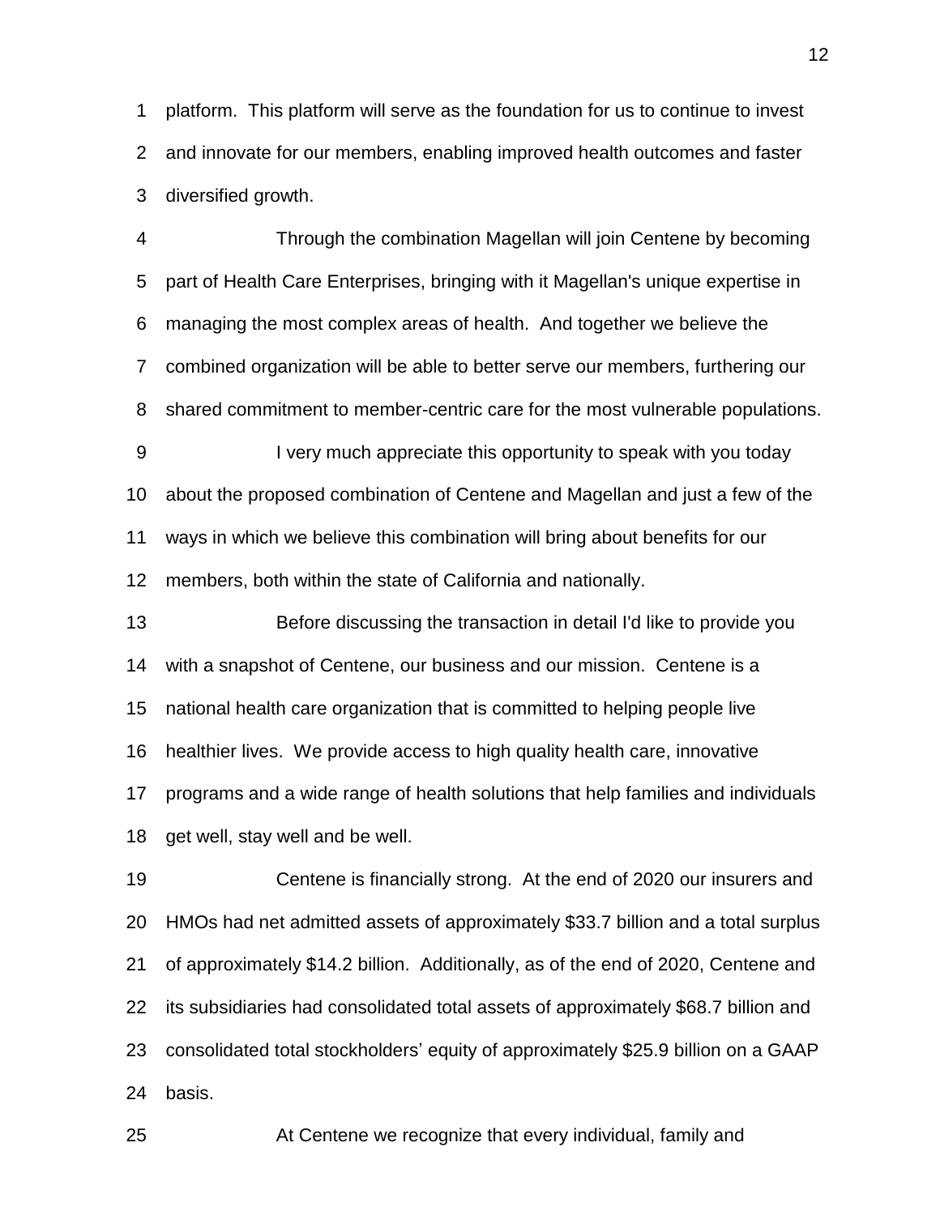platform. This platform will serve as the foundation for us to continue to invest and innovate for our members, enabling improved health outcomes and faster diversified growth.

Through the combination Magellan will join Centene by becoming part of Health Care Enterprises, bringing with it Magellan's unique expertise in managing the most complex areas of health. And together we believe the combined organization will be able to better serve our members, furthering our shared commitment to member-centric care for the most vulnerable populations.

I very much appreciate this opportunity to speak with you today about the proposed combination of Centene and Magellan and just a few of the ways in which we believe this combination will bring about benefits for our members, both within the state of California and nationally.

Before discussing the transaction in detail I'd like to provide you with a snapshot of Centene, our business and our mission. Centene is a national health care organization that is committed to helping people live healthier lives. We provide access to high quality health care, innovative programs and a wide range of health solutions that help families and individuals get well, stay well and be well.

Centene is financially strong. At the end of 2020 our insurers and HMOs had net admitted assets of approximately $33.7 billion and a total surplus of approximately $14.2 billion. Additionally, as of the end of 2020, Centene and its subsidiaries had consolidated total assets of approximately $68.7 billion and consolidated total stockholders' equity of approximately $25.9 billion on a GAAP basis.

At Centene we recognize that every individual, family and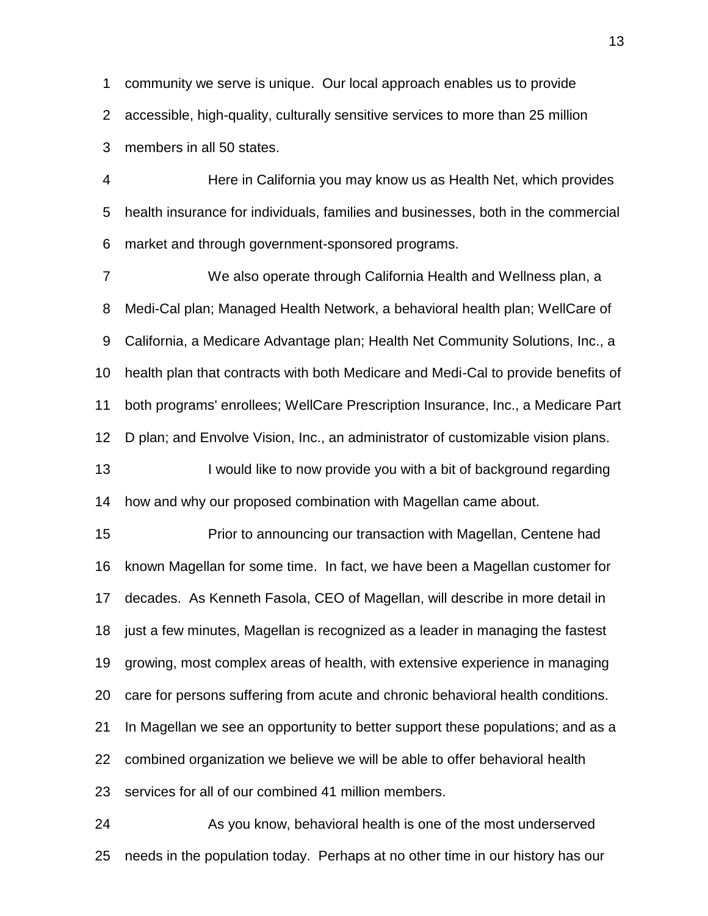community we serve is unique. Our local approach enables us to provide accessible, high-quality, culturally sensitive services to more than 25 million members in all 50 states.

Here in California you may know us as Health Net, which provides health insurance for individuals, families and businesses, both in the commercial market and through government-sponsored programs.

We also operate through California Health and Wellness plan, a Medi-Cal plan; Managed Health Network, a behavioral health plan; WellCare of California, a Medicare Advantage plan; Health Net Community Solutions, Inc., a health plan that contracts with both Medicare and Medi-Cal to provide benefits of both programs' enrollees; WellCare Prescription Insurance, Inc., a Medicare Part D plan; and Envolve Vision, Inc., an administrator of customizable vision plans.

I would like to now provide you with a bit of background regarding how and why our proposed combination with Magellan came about.

Prior to announcing our transaction with Magellan, Centene had known Magellan for some time. In fact, we have been a Magellan customer for decades. As Kenneth Fasola, CEO of Magellan, will describe in more detail in just a few minutes, Magellan is recognized as a leader in managing the fastest growing, most complex areas of health, with extensive experience in managing care for persons suffering from acute and chronic behavioral health conditions. In Magellan we see an opportunity to better support these populations; and as a combined organization we believe we will be able to offer behavioral health services for all of our combined 41 million members.

As you know, behavioral health is one of the most underserved needs in the population today. Perhaps at no other time in our history has our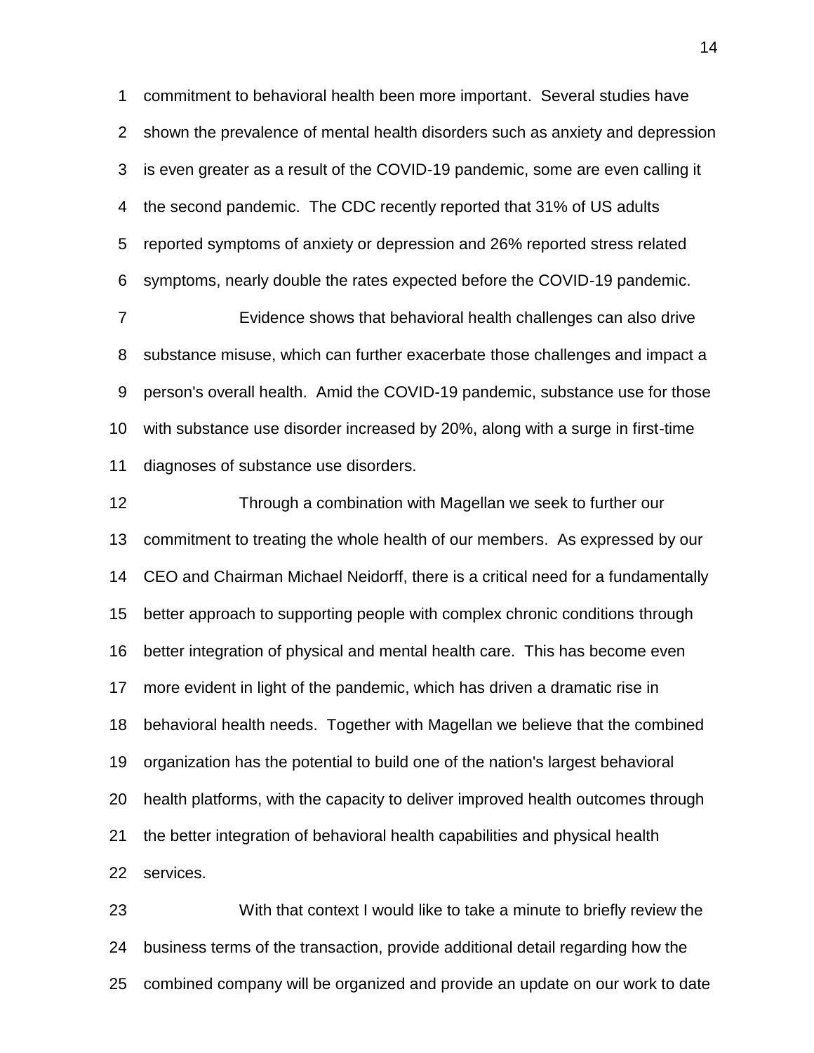commitment to behavioral health been more important. Several studies have shown the prevalence of mental health disorders such as anxiety and depression is even greater as a result of the COVID-19 pandemic, some are even calling it the second pandemic. The CDC recently reported that 31% of US adults reported symptoms of anxiety or depression and 26% reported stress related symptoms, nearly double the rates expected before the COVID-19 pandemic.

Evidence shows that behavioral health challenges can also drive substance misuse, which can further exacerbate those challenges and impact a person's overall health. Amid the COVID-19 pandemic, substance use for those with substance use disorder increased by 20%, along with a surge in first-time diagnoses of substance use disorders.

Through a combination with Magellan we seek to further our commitment to treating the whole health of our members. As expressed by our CEO and Chairman Michael Neidorff, there is a critical need for a fundamentally better approach to supporting people with complex chronic conditions through better integration of physical and mental health care. This has become even more evident in light of the pandemic, which has driven a dramatic rise in behavioral health needs. Together with Magellan we believe that the combined organization has the potential to build one of the nation's largest behavioral health platforms, with the capacity to deliver improved health outcomes through the better integration of behavioral health capabilities and physical health services.

With that context I would like to take a minute to briefly review the business terms of the transaction, provide additional detail regarding how the combined company will be organized and provide an update on our work to date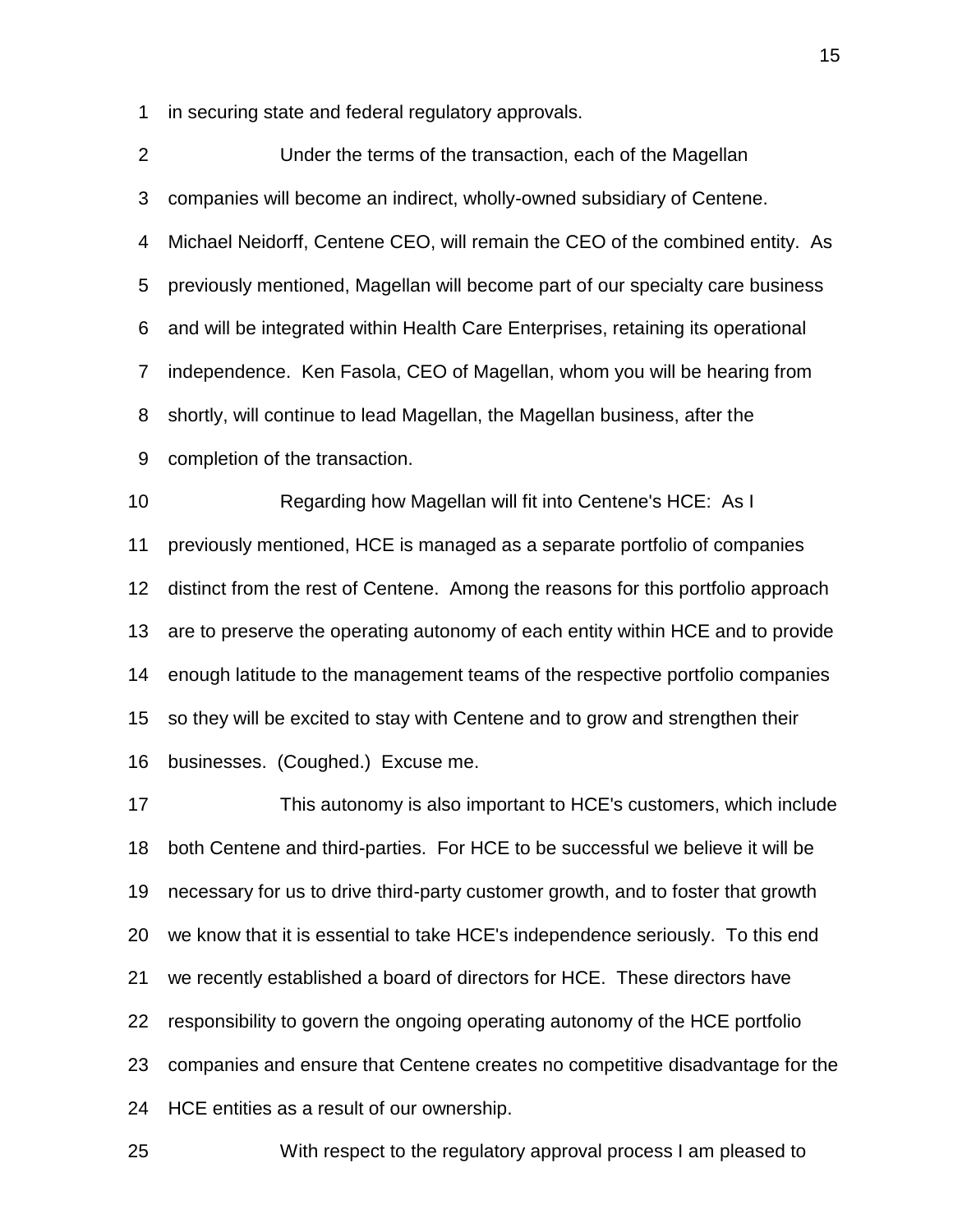in securing state and federal regulatory approvals.

Under the terms of the transaction, each of the Magellan companies will become an indirect, wholly-owned subsidiary of Centene. Michael Neidorff, Centene CEO, will remain the CEO of the combined entity. As previously mentioned, Magellan will become part of our specialty care business and will be integrated within Health Care Enterprises, retaining its operational independence. Ken Fasola, CEO of Magellan, whom you will be hearing from shortly, will continue to lead Magellan, the Magellan business, after the completion of the transaction.

Regarding how Magellan will fit into Centene's HCE: As I previously mentioned, HCE is managed as a separate portfolio of companies distinct from the rest of Centene. Among the reasons for this portfolio approach are to preserve the operating autonomy of each entity within HCE and to provide enough latitude to the management teams of the respective portfolio companies so they will be excited to stay with Centene and to grow and strengthen their businesses. (Coughed.) Excuse me.

This autonomy is also important to HCE's customers, which include both Centene and third-parties. For HCE to be successful we believe it will be necessary for us to drive third-party customer growth, and to foster that growth we know that it is essential to take HCE's independence seriously. To this end we recently established a board of directors for HCE. These directors have responsibility to govern the ongoing operating autonomy of the HCE portfolio companies and ensure that Centene creates no competitive disadvantage for the HCE entities as a result of our ownership.

With respect to the regulatory approval process I am pleased to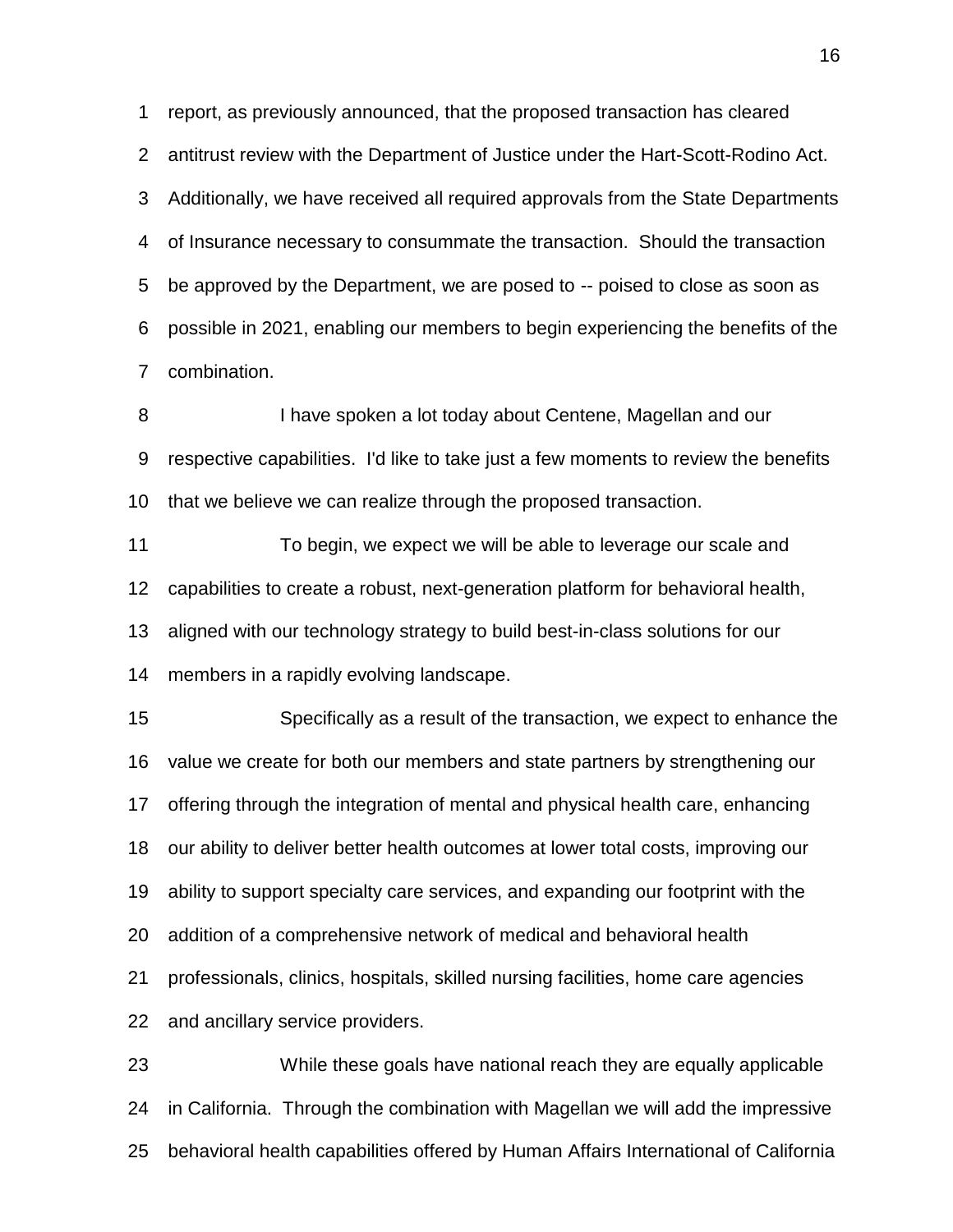report, as previously announced, that the proposed transaction has cleared antitrust review with the Department of Justice under the Hart-Scott-Rodino Act. Additionally, we have received all required approvals from the State Departments of Insurance necessary to consummate the transaction. Should the transaction be approved by the Department, we are posed to -- poised to close as soon as possible in 2021, enabling our members to begin experiencing the benefits of the combination.

I have spoken a lot today about Centene, Magellan and our respective capabilities. I'd like to take just a few moments to review the benefits that we believe we can realize through the proposed transaction.

To begin, we expect we will be able to leverage our scale and capabilities to create a robust, next-generation platform for behavioral health, aligned with our technology strategy to build best-in-class solutions for our members in a rapidly evolving landscape.

Specifically as a result of the transaction, we expect to enhance the value we create for both our members and state partners by strengthening our offering through the integration of mental and physical health care, enhancing our ability to deliver better health outcomes at lower total costs, improving our ability to support specialty care services, and expanding our footprint with the addition of a comprehensive network of medical and behavioral health professionals, clinics, hospitals, skilled nursing facilities, home care agencies and ancillary service providers.

While these goals have national reach they are equally applicable in California. Through the combination with Magellan we will add the impressive behavioral health capabilities offered by Human Affairs International of California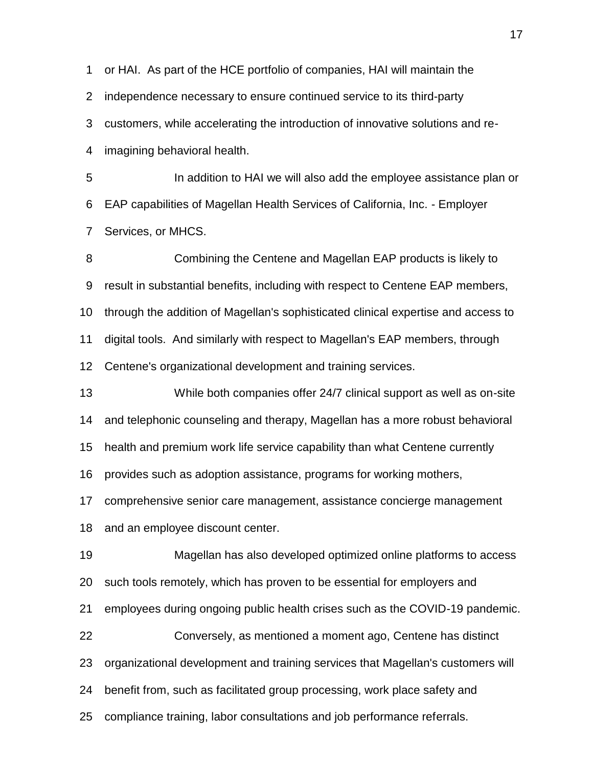or HAI. As part of the HCE portfolio of companies, HAI will maintain the independence necessary to ensure continued service to its third-party customers, while accelerating the introduction of innovative solutions and re-imagining behavioral health.

In addition to HAI we will also add the employee assistance plan or EAP capabilities of Magellan Health Services of California, Inc. - Employer Services, or MHCS.

Combining the Centene and Magellan EAP products is likely to result in substantial benefits, including with respect to Centene EAP members, through the addition of Magellan's sophisticated clinical expertise and access to digital tools. And similarly with respect to Magellan's EAP members, through Centene's organizational development and training services.

While both companies offer 24/7 clinical support as well as on-site and telephonic counseling and therapy, Magellan has a more robust behavioral health and premium work life service capability than what Centene currently provides such as adoption assistance, programs for working mothers, comprehensive senior care management, assistance concierge management and an employee discount center.

Magellan has also developed optimized online platforms to access such tools remotely, which has proven to be essential for employers and employees during ongoing public health crises such as the COVID-19 pandemic.

Conversely, as mentioned a moment ago, Centene has distinct organizational development and training services that Magellan's customers will benefit from, such as facilitated group processing, work place safety and compliance training, labor consultations and job performance referrals.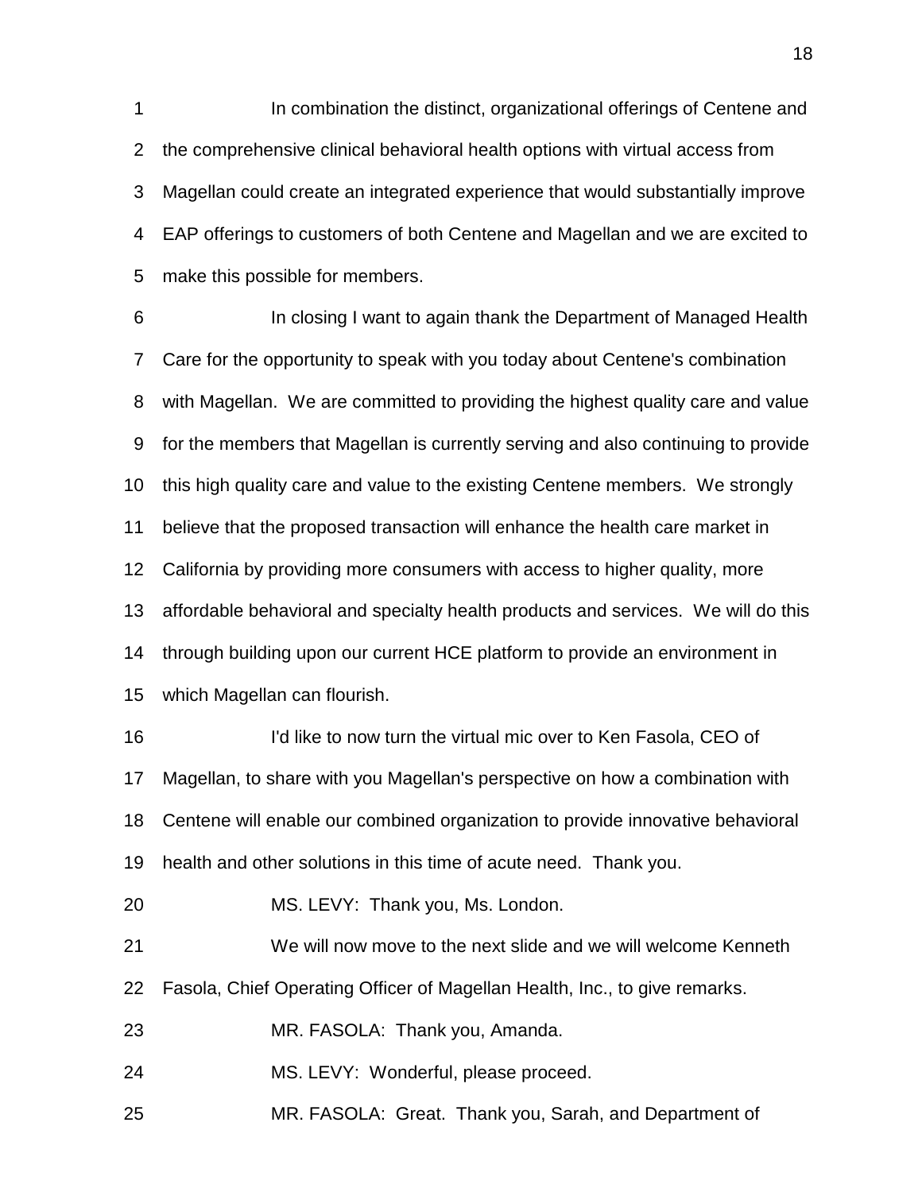1 In combination the distinct, organizational offerings of Centene and
2 the comprehensive clinical behavioral health options with virtual access from
3 Magellan could create an integrated experience that would substantially improve
4 EAP offerings to customers of both Centene and Magellan and we are excited to
5 make this possible for members.

6 In closing I want to again thank the Department of Managed Health
7 Care for the opportunity to speak with you today about Centene's combination
8 with Magellan. We are committed to providing the highest quality care and value
9 for the members that Magellan is currently serving and also continuing to provide
10 this high quality care and value to the existing Centene members. We strongly
11 believe that the proposed transaction will enhance the health care market in
12 California by providing more consumers with access to higher quality, more
13 affordable behavioral and specialty health products and services. We will do this
14 through building upon our current HCE platform to provide an environment in
15 which Magellan can flourish.

16 I'd like to now turn the virtual mic over to Ken Fasola, CEO of
17 Magellan, to share with you Magellan's perspective on how a combination with
18 Centene will enable our combined organization to provide innovative behavioral
19 health and other solutions in this time of acute need. Thank you.

20 MS. LEVY: Thank you, Ms. London.

21 We will now move to the next slide and we will welcome Kenneth
22 Fasola, Chief Operating Officer of Magellan Health, Inc., to give remarks.

23 MR. FASOLA: Thank you, Amanda.

24 MS. LEVY: Wonderful, please proceed.

25 MR. FASOLA: Great. Thank you, Sarah, and Department of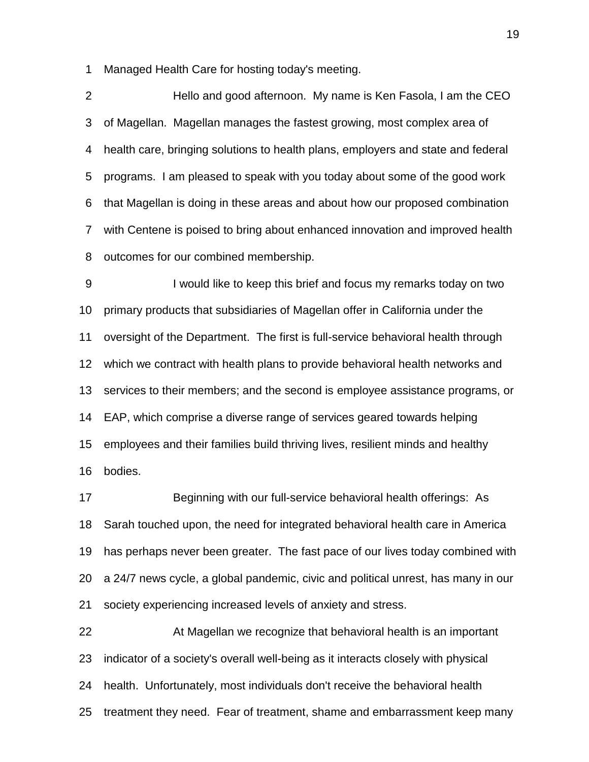Managed Health Care for hosting today's meeting.

Hello and good afternoon. My name is Ken Fasola, I am the CEO of Magellan. Magellan manages the fastest growing, most complex area of health care, bringing solutions to health plans, employers and state and federal programs. I am pleased to speak with you today about some of the good work that Magellan is doing in these areas and about how our proposed combination with Centene is poised to bring about enhanced innovation and improved health outcomes for our combined membership.

I would like to keep this brief and focus my remarks today on two primary products that subsidiaries of Magellan offer in California under the oversight of the Department. The first is full-service behavioral health through which we contract with health plans to provide behavioral health networks and services to their members; and the second is employee assistance programs, or EAP, which comprise a diverse range of services geared towards helping employees and their families build thriving lives, resilient minds and healthy bodies.

Beginning with our full-service behavioral health offerings: As Sarah touched upon, the need for integrated behavioral health care in America has perhaps never been greater. The fast pace of our lives today combined with a 24/7 news cycle, a global pandemic, civic and political unrest, has many in our society experiencing increased levels of anxiety and stress.

At Magellan we recognize that behavioral health is an important indicator of a society's overall well-being as it interacts closely with physical health. Unfortunately, most individuals don't receive the behavioral health treatment they need. Fear of treatment, shame and embarrassment keep many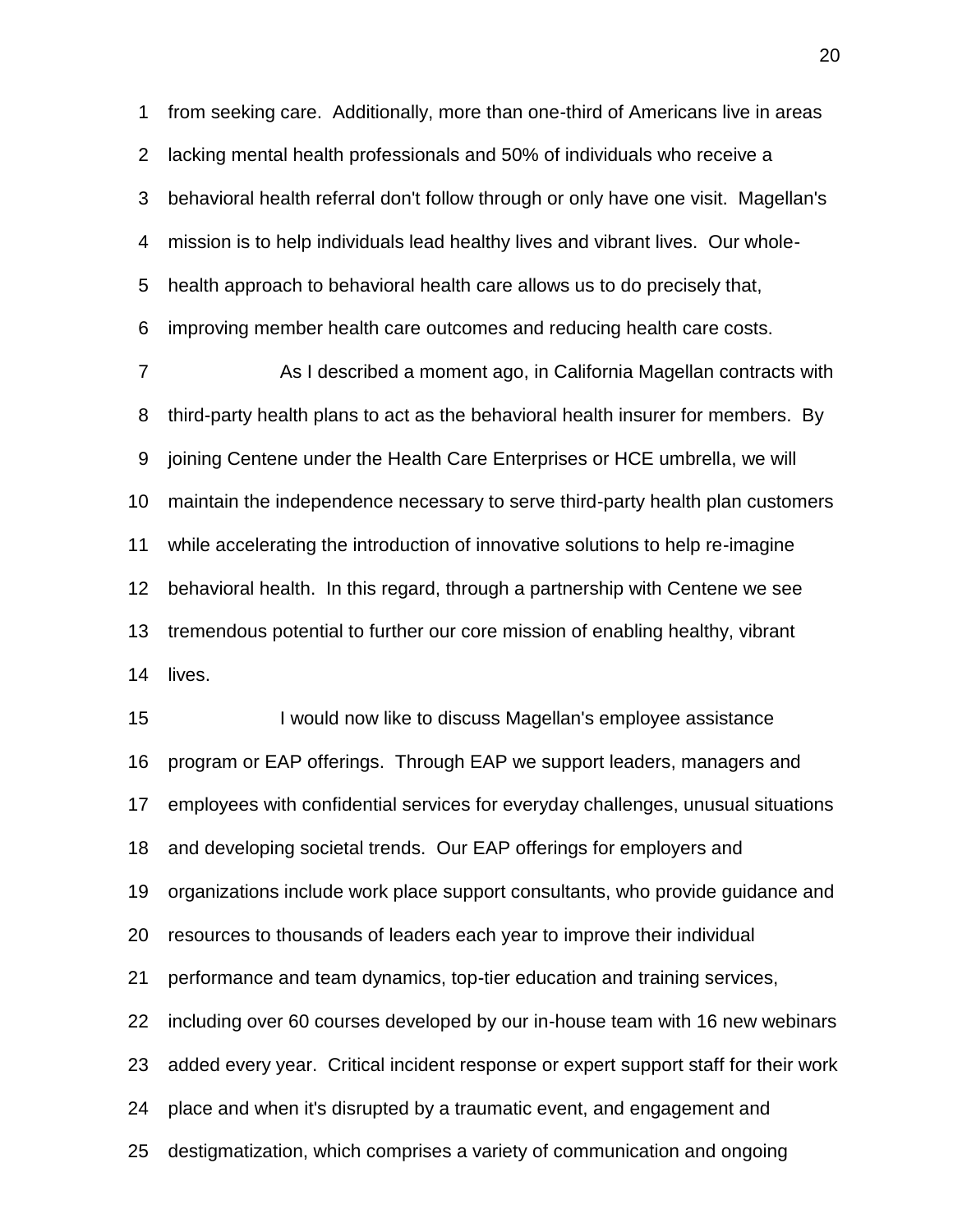from seeking care. Additionally, more than one-third of Americans live in areas lacking mental health professionals and 50% of individuals who receive a behavioral health referral don't follow through or only have one visit. Magellan's mission is to help individuals lead healthy lives and vibrant lives. Our whole-health approach to behavioral health care allows us to do precisely that, improving member health care outcomes and reducing health care costs.

As I described a moment ago, in California Magellan contracts with third-party health plans to act as the behavioral health insurer for members. By joining Centene under the Health Care Enterprises or HCE umbrella, we will maintain the independence necessary to serve third-party health plan customers while accelerating the introduction of innovative solutions to help re-imagine behavioral health. In this regard, through a partnership with Centene we see tremendous potential to further our core mission of enabling healthy, vibrant lives.

I would now like to discuss Magellan's employee assistance program or EAP offerings. Through EAP we support leaders, managers and employees with confidential services for everyday challenges, unusual situations and developing societal trends. Our EAP offerings for employers and organizations include work place support consultants, who provide guidance and resources to thousands of leaders each year to improve their individual performance and team dynamics, top-tier education and training services, including over 60 courses developed by our in-house team with 16 new webinars added every year. Critical incident response or expert support staff for their work place and when it's disrupted by a traumatic event, and engagement and destigmatization, which comprises a variety of communication and ongoing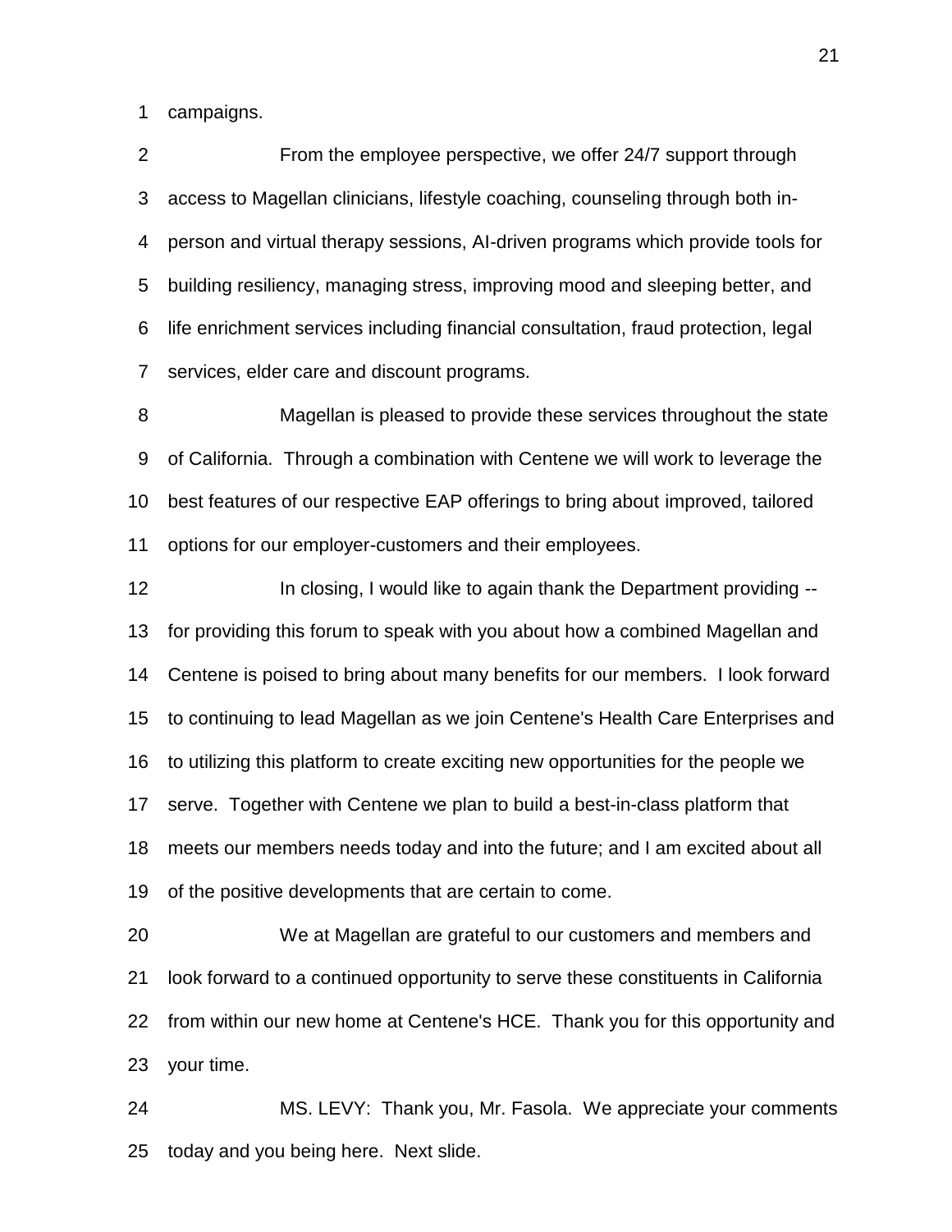campaigns.

From the employee perspective, we offer 24/7 support through access to Magellan clinicians, lifestyle coaching, counseling through both in-person and virtual therapy sessions, AI-driven programs which provide tools for building resiliency, managing stress, improving mood and sleeping better, and life enrichment services including financial consultation, fraud protection, legal services, elder care and discount programs.

Magellan is pleased to provide these services throughout the state of California. Through a combination with Centene we will work to leverage the best features of our respective EAP offerings to bring about improved, tailored options for our employer-customers and their employees.

In closing, I would like to again thank the Department providing -- for providing this forum to speak with you about how a combined Magellan and Centene is poised to bring about many benefits for our members. I look forward to continuing to lead Magellan as we join Centene's Health Care Enterprises and to utilizing this platform to create exciting new opportunities for the people we serve. Together with Centene we plan to build a best-in-class platform that meets our members needs today and into the future; and I am excited about all of the positive developments that are certain to come.

We at Magellan are grateful to our customers and members and look forward to a continued opportunity to serve these constituents in California from within our new home at Centene's HCE. Thank you for this opportunity and your time.

MS. LEVY: Thank you, Mr. Fasola. We appreciate your comments today and you being here. Next slide.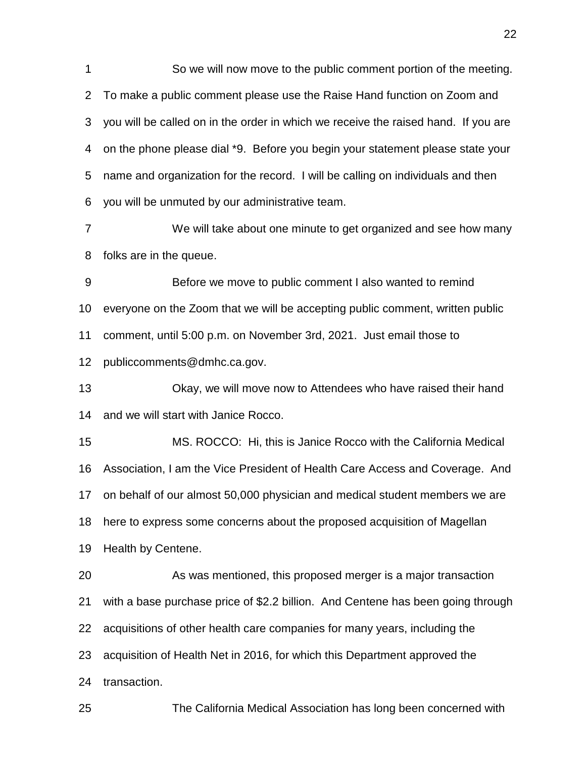So we will now move to the public comment portion of the meeting. To make a public comment please use the Raise Hand function on Zoom and you will be called on in the order in which we receive the raised hand. If you are on the phone please dial *9. Before you begin your statement please state your name and organization for the record. I will be calling on individuals and then you will be unmuted by our administrative team.

We will take about one minute to get organized and see how many folks are in the queue.

Before we move to public comment I also wanted to remind everyone on the Zoom that we will be accepting public comment, written public comment, until 5:00 p.m. on November 3rd, 2021. Just email those to publiccomments@dmhc.ca.gov.

Okay, we will move now to Attendees who have raised their hand and we will start with Janice Rocco.

MS. ROCCO: Hi, this is Janice Rocco with the California Medical Association, I am the Vice President of Health Care Access and Coverage. And on behalf of our almost 50,000 physician and medical student members we are here to express some concerns about the proposed acquisition of Magellan Health by Centene.

As was mentioned, this proposed merger is a major transaction with a base purchase price of $2.2 billion. And Centene has been going through acquisitions of other health care companies for many years, including the acquisition of Health Net in 2016, for which this Department approved the transaction.

The California Medical Association has long been concerned with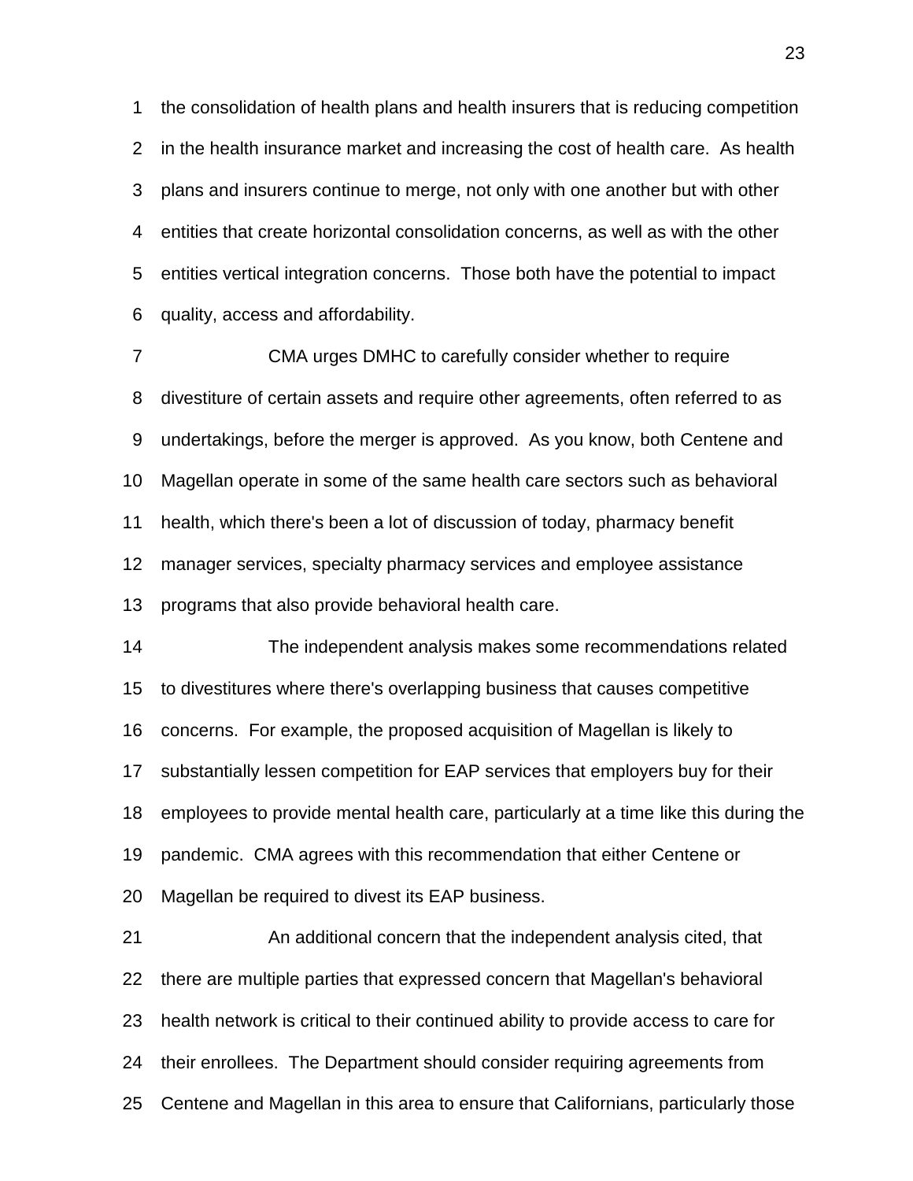1 the consolidation of health plans and health insurers that is reducing competition
2 in the health insurance market and increasing the cost of health care. As health
3 plans and insurers continue to merge, not only with one another but with other
4 entities that create horizontal consolidation concerns, as well as with the other
5 entities vertical integration concerns. Those both have the potential to impact
6 quality, access and affordability.

7 CMA urges DMHC to carefully consider whether to require
8 divestiture of certain assets and require other agreements, often referred to as
9 undertakings, before the merger is approved. As you know, both Centene and
10 Magellan operate in some of the same health care sectors such as behavioral
11 health, which there's been a lot of discussion of today, pharmacy benefit
12 manager services, specialty pharmacy services and employee assistance
13 programs that also provide behavioral health care.

14 The independent analysis makes some recommendations related
15 to divestitures where there's overlapping business that causes competitive
16 concerns. For example, the proposed acquisition of Magellan is likely to
17 substantially lessen competition for EAP services that employers buy for their
18 employees to provide mental health care, particularly at a time like this during the
19 pandemic. CMA agrees with this recommendation that either Centene or
20 Magellan be required to divest its EAP business.

21 An additional concern that the independent analysis cited, that
22 there are multiple parties that expressed concern that Magellan's behavioral
23 health network is critical to their continued ability to provide access to care for
24 their enrollees. The Department should consider requiring agreements from
25 Centene and Magellan in this area to ensure that Californians, particularly those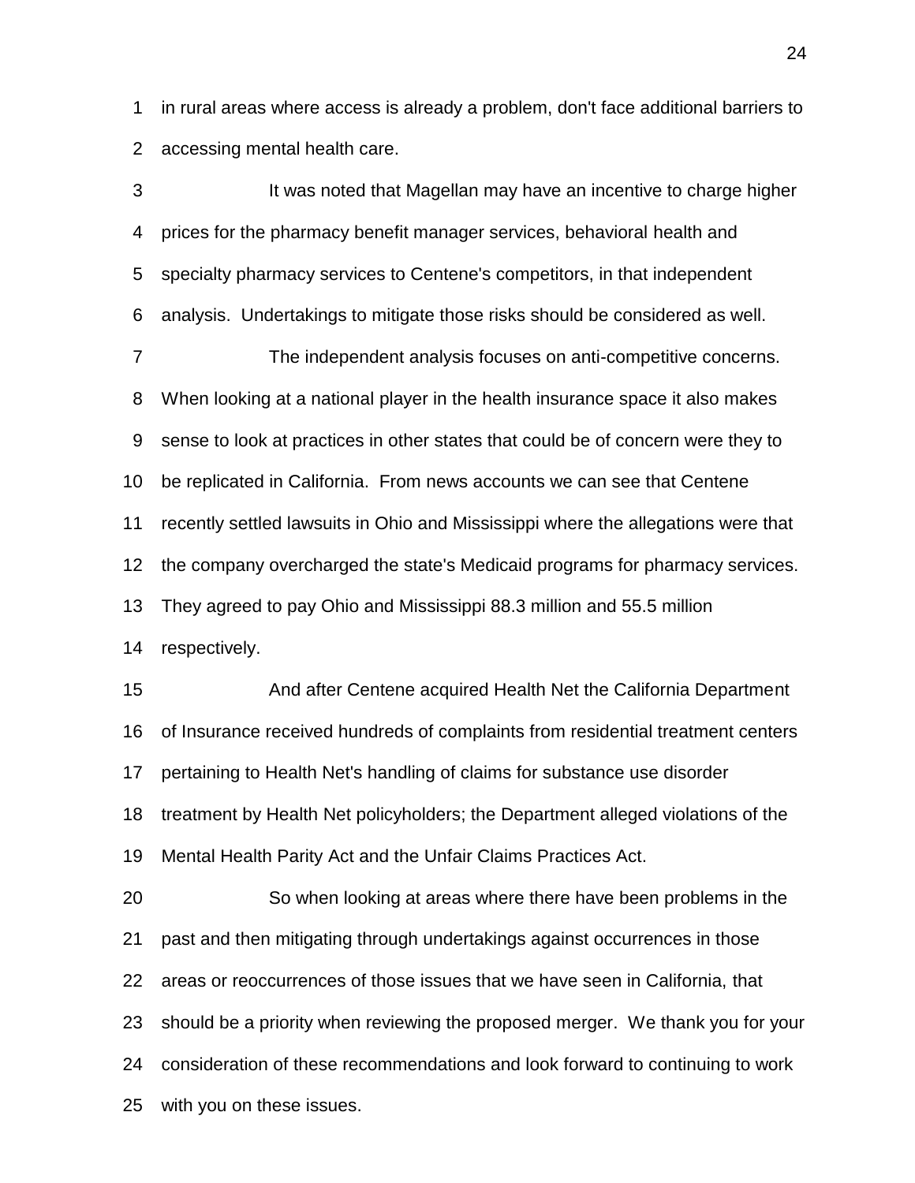in rural areas where access is already a problem, don't face additional barriers to accessing mental health care.

It was noted that Magellan may have an incentive to charge higher prices for the pharmacy benefit manager services, behavioral health and specialty pharmacy services to Centene's competitors, in that independent analysis. Undertakings to mitigate those risks should be considered as well.

The independent analysis focuses on anti-competitive concerns. When looking at a national player in the health insurance space it also makes sense to look at practices in other states that could be of concern were they to be replicated in California. From news accounts we can see that Centene recently settled lawsuits in Ohio and Mississippi where the allegations were that the company overcharged the state's Medicaid programs for pharmacy services. They agreed to pay Ohio and Mississippi 88.3 million and 55.5 million respectively.

And after Centene acquired Health Net the California Department of Insurance received hundreds of complaints from residential treatment centers pertaining to Health Net's handling of claims for substance use disorder treatment by Health Net policyholders; the Department alleged violations of the Mental Health Parity Act and the Unfair Claims Practices Act.

So when looking at areas where there have been problems in the past and then mitigating through undertakings against occurrences in those areas or reoccurrences of those issues that we have seen in California, that should be a priority when reviewing the proposed merger. We thank you for your consideration of these recommendations and look forward to continuing to work with you on these issues.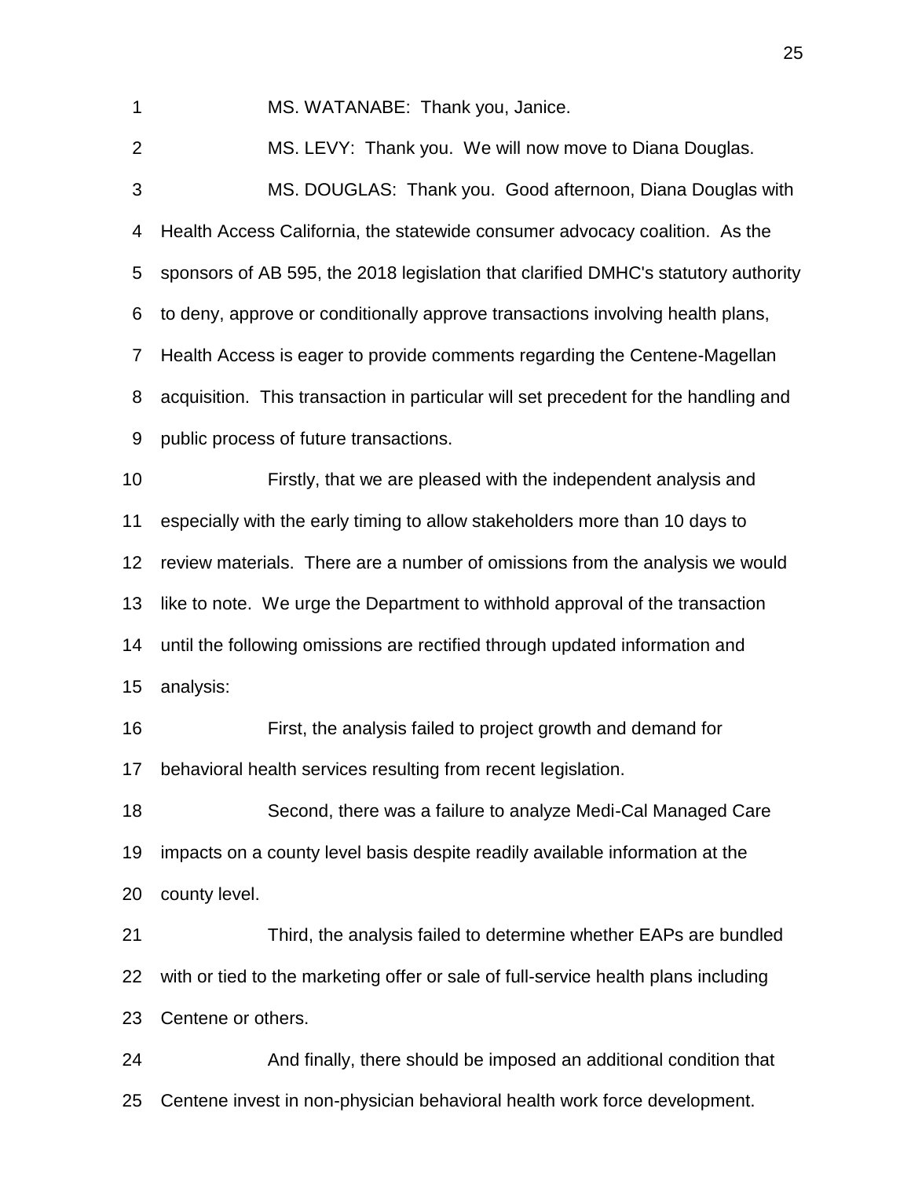MS. WATANABE: Thank you, Janice.

MS. LEVY: Thank you. We will now move to Diana Douglas.

MS. DOUGLAS: Thank you. Good afternoon, Diana Douglas with Health Access California, the statewide consumer advocacy coalition. As the sponsors of AB 595, the 2018 legislation that clarified DMHC's statutory authority to deny, approve or conditionally approve transactions involving health plans, Health Access is eager to provide comments regarding the Centene-Magellan acquisition. This transaction in particular will set precedent for the handling and public process of future transactions.

Firstly, that we are pleased with the independent analysis and especially with the early timing to allow stakeholders more than 10 days to review materials. There are a number of omissions from the analysis we would like to note. We urge the Department to withhold approval of the transaction until the following omissions are rectified through updated information and analysis:

First, the analysis failed to project growth and demand for behavioral health services resulting from recent legislation.

Second, there was a failure to analyze Medi-Cal Managed Care impacts on a county level basis despite readily available information at the county level.

Third, the analysis failed to determine whether EAPs are bundled with or tied to the marketing offer or sale of full-service health plans including Centene or others.

And finally, there should be imposed an additional condition that Centene invest in non-physician behavioral health work force development.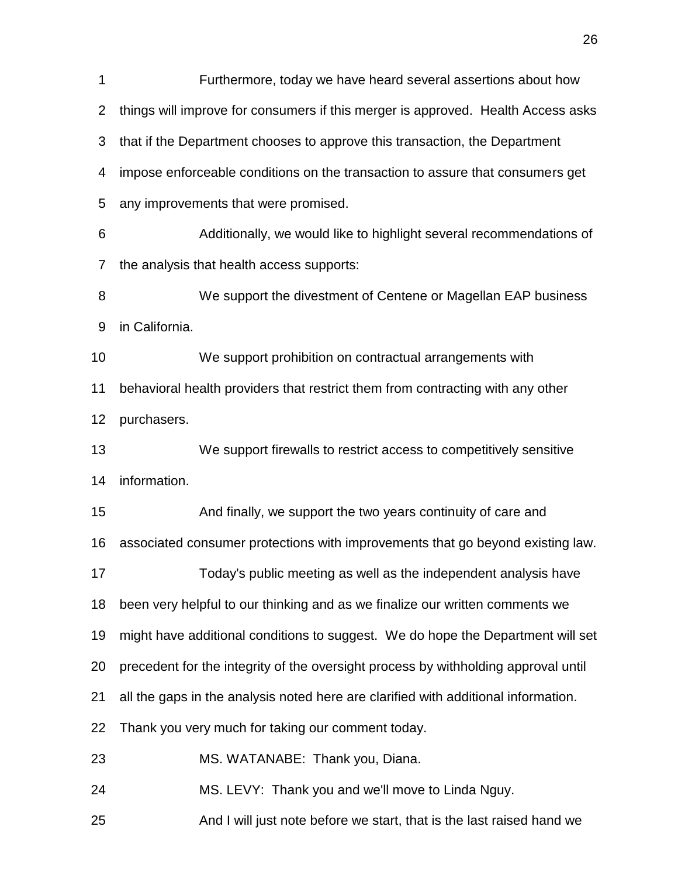Furthermore, today we have heard several assertions about how things will improve for consumers if this merger is approved. Health Access asks that if the Department chooses to approve this transaction, the Department impose enforceable conditions on the transaction to assure that consumers get any improvements that were promised.

Additionally, we would like to highlight several recommendations of the analysis that health access supports:

We support the divestment of Centene or Magellan EAP business in California.

We support prohibition on contractual arrangements with behavioral health providers that restrict them from contracting with any other purchasers.

We support firewalls to restrict access to competitively sensitive information.

And finally, we support the two years continuity of care and associated consumer protections with improvements that go beyond existing law.

Today's public meeting as well as the independent analysis have been very helpful to our thinking and as we finalize our written comments we might have additional conditions to suggest. We do hope the Department will set precedent for the integrity of the oversight process by withholding approval until all the gaps in the analysis noted here are clarified with additional information. Thank you very much for taking our comment today.

MS. WATANABE: Thank you, Diana.

MS. LEVY: Thank you and we'll move to Linda Nguy.

And I will just note before we start, that is the last raised hand we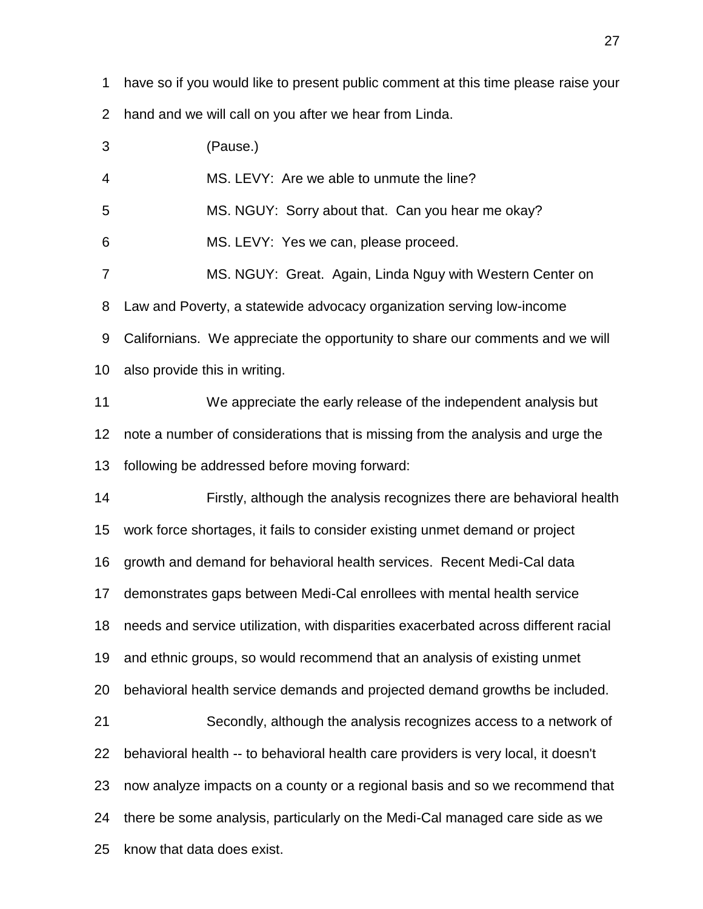have so if you would like to present public comment at this time please raise your hand and we will call on you after we hear from Linda.

(Pause.)

MS. LEVY: Are we able to unmute the line?

MS. NGUY: Sorry about that. Can you hear me okay?

MS. LEVY: Yes we can, please proceed.

MS. NGUY: Great. Again, Linda Nguy with Western Center on Law and Poverty, a statewide advocacy organization serving low-income Californians. We appreciate the opportunity to share our comments and we will also provide this in writing.

We appreciate the early release of the independent analysis but note a number of considerations that is missing from the analysis and urge the following be addressed before moving forward:

Firstly, although the analysis recognizes there are behavioral health work force shortages, it fails to consider existing unmet demand or project growth and demand for behavioral health services. Recent Medi-Cal data demonstrates gaps between Medi-Cal enrollees with mental health service needs and service utilization, with disparities exacerbated across different racial and ethnic groups, so would recommend that an analysis of existing unmet behavioral health service demands and projected demand growths be included.

Secondly, although the analysis recognizes access to a network of behavioral health -- to behavioral health care providers is very local, it doesn't now analyze impacts on a county or a regional basis and so we recommend that there be some analysis, particularly on the Medi-Cal managed care side as we know that data does exist.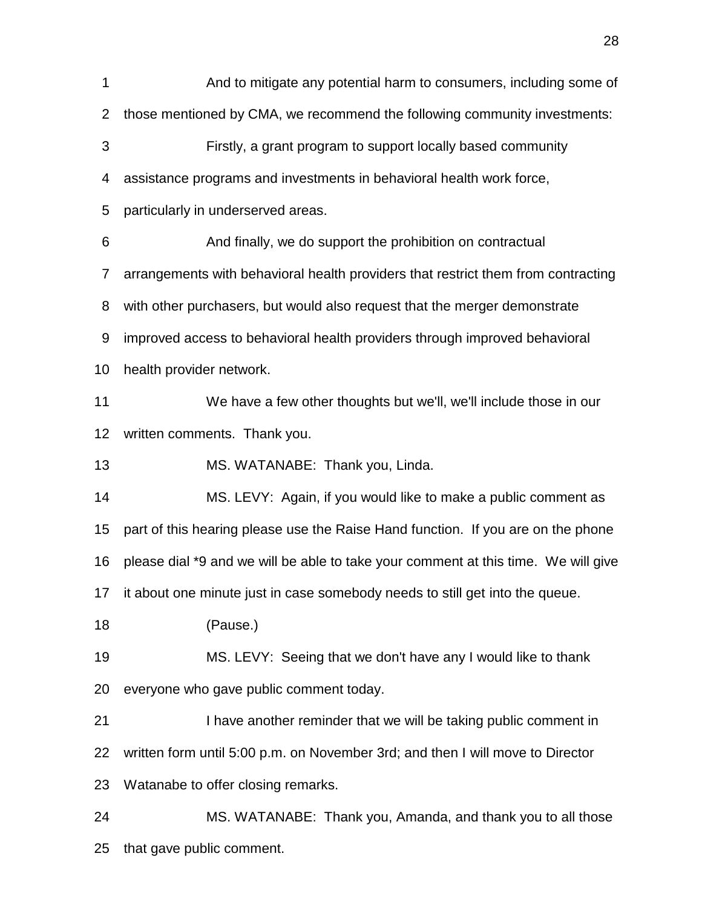1 And to mitigate any potential harm to consumers, including some of
2 those mentioned by CMA, we recommend the following community investments:
3 Firstly, a grant program to support locally based community
4 assistance programs and investments in behavioral health work force,
5 particularly in underserved areas.
6 And finally, we do support the prohibition on contractual
7 arrangements with behavioral health providers that restrict them from contracting
8 with other purchasers, but would also request that the merger demonstrate
9 improved access to behavioral health providers through improved behavioral
10 health provider network.
11 We have a few other thoughts but we'll, we'll include those in our
12 written comments. Thank you.
13 MS. WATANABE: Thank you, Linda.
14 MS. LEVY: Again, if you would like to make a public comment as
15 part of this hearing please use the Raise Hand function. If you are on the phone
16 please dial *9 and we will be able to take your comment at this time. We will give
17 it about one minute just in case somebody needs to still get into the queue.
18 (Pause.)
19 MS. LEVY: Seeing that we don't have any I would like to thank
20 everyone who gave public comment today.
21 I have another reminder that we will be taking public comment in
22 written form until 5:00 p.m. on November 3rd; and then I will move to Director
23 Watanabe to offer closing remarks.
24 MS. WATANABE: Thank you, Amanda, and thank you to all those
25 that gave public comment.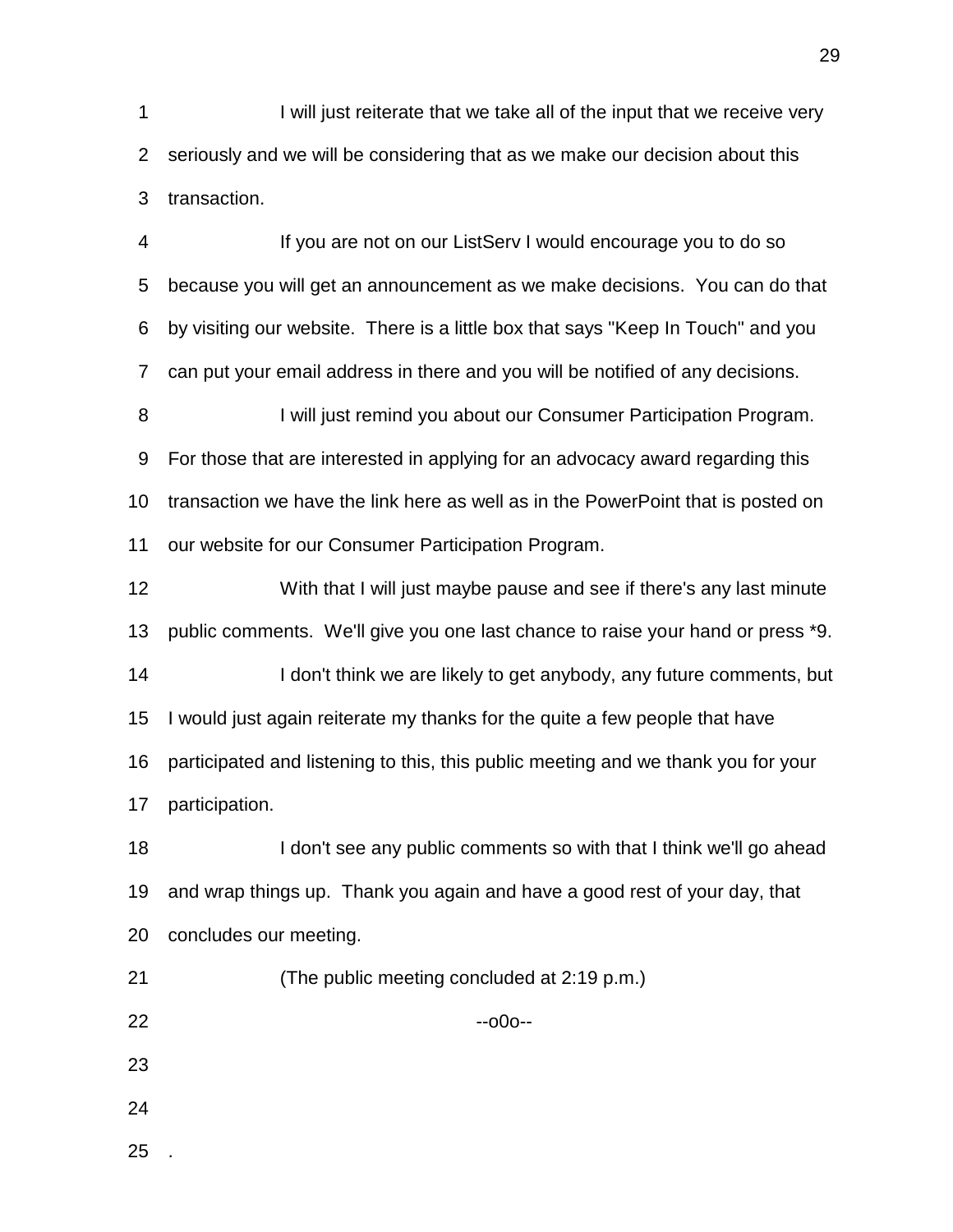I will just reiterate that we take all of the input that we receive very seriously and we will be considering that as we make our decision about this transaction.

If you are not on our ListServ I would encourage you to do so because you will get an announcement as we make decisions. You can do that by visiting our website. There is a little box that says "Keep In Touch" and you can put your email address in there and you will be notified of any decisions.

I will just remind you about our Consumer Participation Program. For those that are interested in applying for an advocacy award regarding this transaction we have the link here as well as in the PowerPoint that is posted on our website for our Consumer Participation Program.

With that I will just maybe pause and see if there's any last minute public comments. We'll give you one last chance to raise your hand or press *9.

I don't think we are likely to get anybody, any future comments, but I would just again reiterate my thanks for the quite a few people that have participated and listening to this, this public meeting and we thank you for your participation.

I don't see any public comments so with that I think we'll go ahead and wrap things up. Thank you again and have a good rest of your day, that concludes our meeting.

(The public meeting concluded at 2:19 p.m.)

--o0o--

.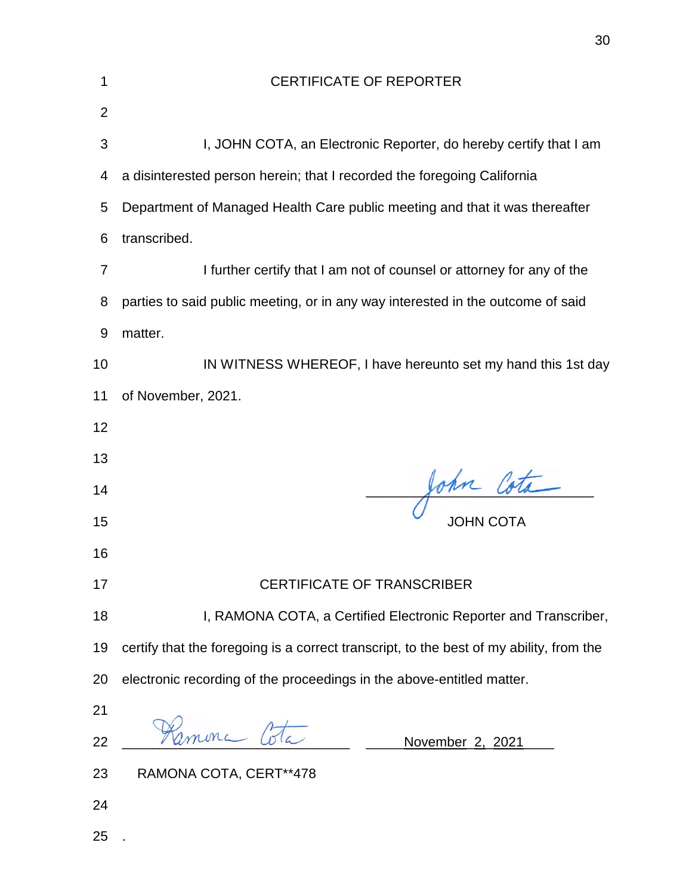# CERTIFICATE OF REPORTER

I, JOHN COTA, an Electronic Reporter, do hereby certify that I am a disinterested person herein; that I recorded the foregoing California Department of Managed Health Care public meeting and that it was thereafter transcribed.

I further certify that I am not of counsel or attorney for any of the parties to said public meeting, or in any way interested in the outcome of said matter.

IN WITNESS WHEREOF, I have hereunto set my hand this 1st day of November, 2021.

John Cota
JOHN COTA

# CERTIFICATE OF TRANSCRIBER

I, RAMONA COTA, a Certified Electronic Reporter and Transcriber, certify that the foregoing is a correct transcript, to the best of my ability, from the electronic recording of the proceedings in the above-entitled matter.

Ramona Cota ________ November 2, 2021

RAMONA COTA, CERT**478

.